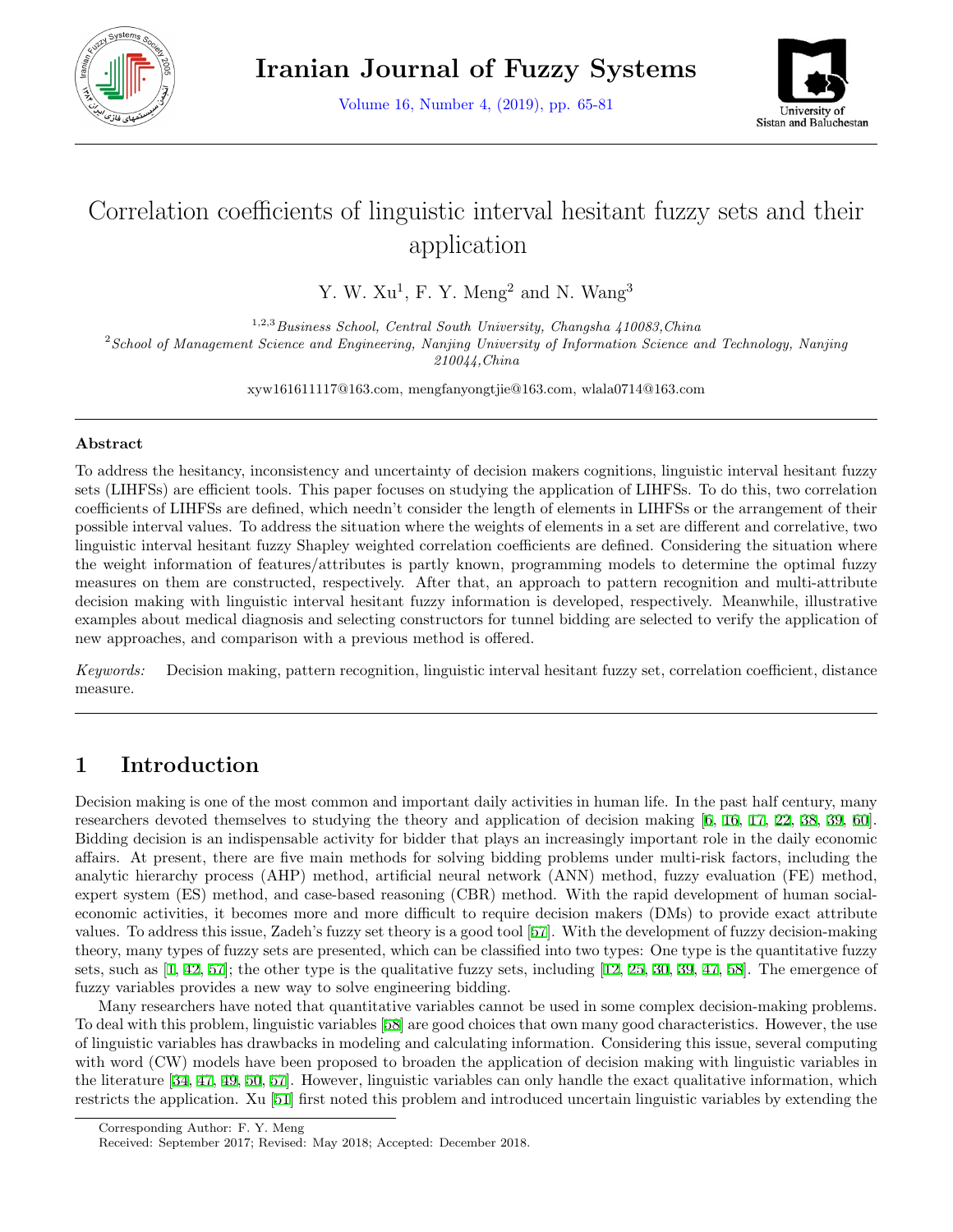# Correlation coefficients of linguistic interval hesitant fuzzy sets and their application

Y. W. Xu[1], F. Y. Meng[2] and N. Wang[3]

[1,2,3] *Business School, Central South University, Changsha 410083,China*
[2] *School of Management Science and Engineering, Nanjing University of Information Science and Technology, Nanjing 210044,China*

xyw161611117@163.com, mengfanyongtjie@163.com, wlala0714@163.com

**Abstract**

To address the hesitancy, inconsistency and uncertainty of decision makers cognitions, linguistic interval hesitant fuzzy sets (LIHFSs) are efficient tools. This paper focuses on studying the application of LIHFSs. To do this, two correlation coefficients of LIHFSs are defined, which needn't consider the length of elements in LIHFSs or the arrangement of their possible interval values. To address the situation where the weights of elements in a set are different and correlative, two linguistic interval hesitant fuzzy Shapley weighted correlation coefficients are defined. Considering the situation where the weight information of features/attributes is partly known, programming models to determine the optimal fuzzy measures on them are constructed, respectively. After that, an approach to pattern recognition and multi-attribute decision making with linguistic interval hesitant fuzzy information is developed, respectively. Meanwhile, illustrative examples about medical diagnosis and selecting constructors for tunnel bidding are selected to verify the application of new approaches, and comparison with a previous method is offered.

*Keywords:* Decision making, pattern recognition, linguistic interval hesitant fuzzy set, correlation coefficient, distance measure.

## 1 Introduction

Decision making is one of the most common and important daily activities in human life. In the past half century, many researchers devoted themselves to studying the theory and application of decision making [6, 16, 17, 22, 38, 39, 60]. Bidding decision is an indispensable activity for bidder that plays an increasingly important role in the daily economic affairs. At present, there are five main methods for solving bidding problems under multi-risk factors, including the analytic hierarchy process (AHP) method, artificial neural network (ANN) method, fuzzy evaluation (FE) method, expert system (ES) method, and case-based reasoning (CBR) method. With the rapid development of human social-economic activities, it becomes more and more difficult to require decision makers (DMs) to provide exact attribute values. To address this issue, Zadeh's fuzzy set theory is a good tool [57]. With the development of fuzzy decision-making theory, many types of fuzzy sets are presented, which can be classified into two types: One type is the quantitative fuzzy sets, such as [1, 42, 57]; the other type is the qualitative fuzzy sets, including [12, 25, 30, 39, 47, 58]. The emergence of fuzzy variables provides a new way to solve engineering bidding.

Many researchers have noted that quantitative variables cannot be used in some complex decision-making problems. To deal with this problem, linguistic variables [58] are good choices that own many good characteristics. However, the use of linguistic variables has drawbacks in modeling and calculating information. Considering this issue, several computing with word (CW) models have been proposed to broaden the application of decision making with linguistic variables in the literature [34, 47, 49, 50, 57]. However, linguistic variables can only handle the exact qualitative information, which restricts the application. Xu [51] first noted this problem and introduced uncertain linguistic variables by extending the

Corresponding Author: F. Y. Meng
Received: September 2017; Revised: May 2018; Accepted: December 2018.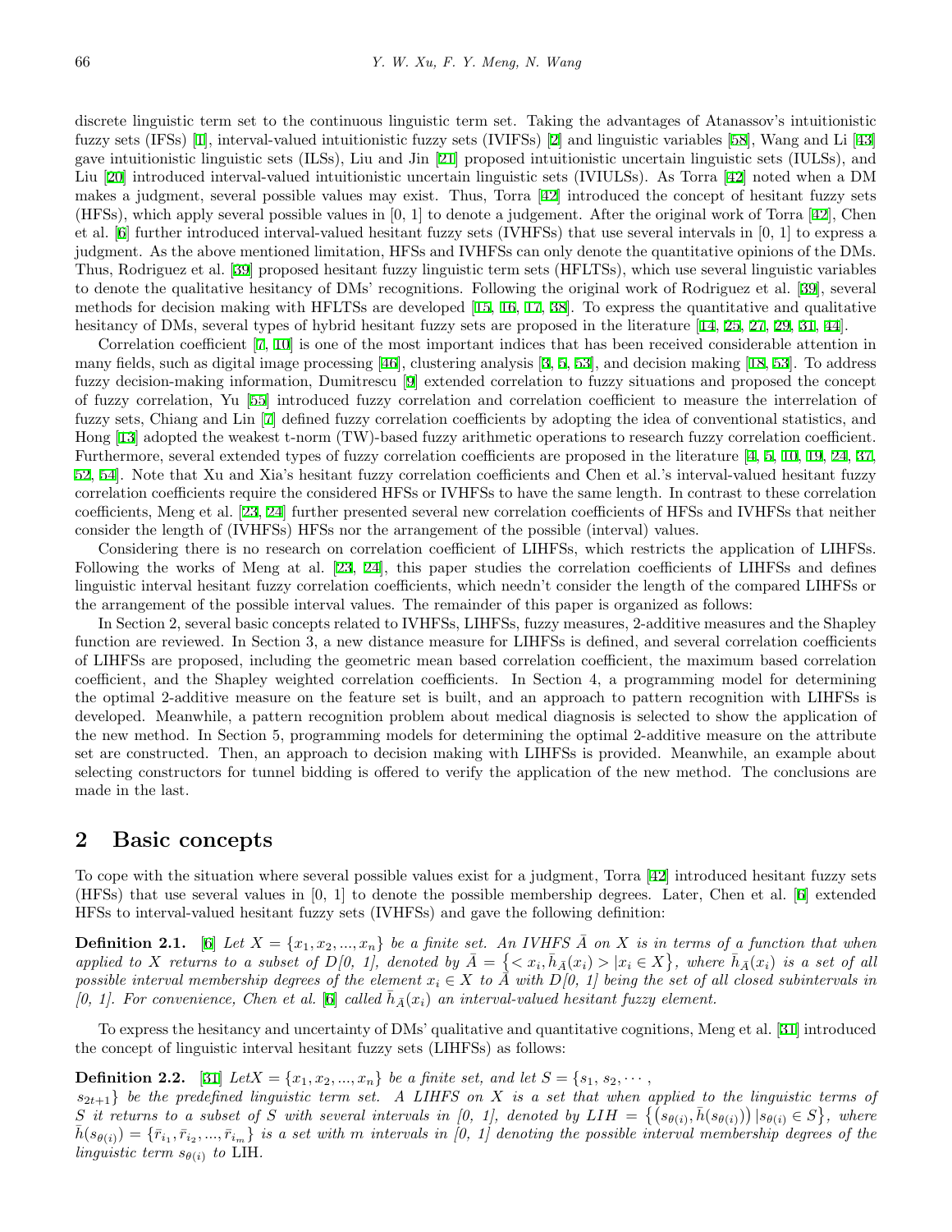discrete linguistic term set to the continuous linguistic term set. Taking the advantages of Atanassov's intuitionistic fuzzy sets (IFSs) [1], interval-valued intuitionistic fuzzy sets (IVIFSs) [2] and linguistic variables [58], Wang and Li [43] gave intuitionistic linguistic sets (ILSs), Liu and Jin [21] proposed intuitionistic uncertain linguistic sets (IULSs), and Liu [20] introduced interval-valued intuitionistic uncertain linguistic sets (IVIULSs). As Torra [42] noted when a DM makes a judgment, several possible values may exist. Thus, Torra [42] introduced the concept of hesitant fuzzy sets (HFSs), which apply several possible values in [0, 1] to denote a judgement. After the original work of Torra [42], Chen et al. [6] further introduced interval-valued hesitant fuzzy sets (IVHFSs) that use several intervals in [0, 1] to express a judgment. As the above mentioned limitation, HFSs and IVHFSs can only denote the quantitative opinions of the DMs. Thus, Rodriguez et al. [39] proposed hesitant fuzzy linguistic term sets (HFLTSs), which use several linguistic variables to denote the qualitative hesitancy of DMs' recognitions. Following the original work of Rodriguez et al. [39], several methods for decision making with HFLTSs are developed [15, 16, 17, 38]. To express the quantitative and qualitative hesitancy of DMs, several types of hybrid hesitant fuzzy sets are proposed in the literature [14, 25, 27, 29, 31, 44].

Correlation coefficient [7, 10] is one of the most important indices that has been received considerable attention in many fields, such as digital image processing [46], clustering analysis [3, 5, 53], and decision making [18, 53]. To address fuzzy decision-making information, Dumitrescu [9] extended correlation to fuzzy situations and proposed the concept of fuzzy correlation, Yu [55] introduced fuzzy correlation and correlation coefficient to measure the interrelation of fuzzy sets, Chiang and Lin [7] defined fuzzy correlation coefficients by adopting the idea of conventional statistics, and Hong [13] adopted the weakest t-norm (TW)-based fuzzy arithmetic operations to research fuzzy correlation coefficient. Furthermore, several extended types of fuzzy correlation coefficients are proposed in the literature [4, 5, 10, 19, 24, 37, 52, 54]. Note that Xu and Xia's hesitant fuzzy correlation coefficients and Chen et al.'s interval-valued hesitant fuzzy correlation coefficients require the considered HFSs or IVHFSs to have the same length. In contrast to these correlation coefficients, Meng et al. [23, 24] further presented several new correlation coefficients of HFSs and IVHFSs that neither consider the length of (IVHFSs) HFSs nor the arrangement of the possible (interval) values.

Considering there is no research on correlation coefficient of LIHFSs, which restricts the application of LIHFSs. Following the works of Meng at al. [23, 24], this paper studies the correlation coefficients of LIHFSs and defines linguistic interval hesitant fuzzy correlation coefficients, which needn't consider the length of the compared LIHFSs or the arrangement of the possible interval values. The remainder of this paper is organized as follows:

In Section 2, several basic concepts related to IVHFSs, LIHFSs, fuzzy measures, 2-additive measures and the Shapley function are reviewed. In Section 3, a new distance measure for LIHFSs is defined, and several correlation coefficients of LIHFSs are proposed, including the geometric mean based correlation coefficient, the maximum based correlation coefficient, and the Shapley weighted correlation coefficients. In Section 4, a programming model for determining the optimal 2-additive measure on the feature set is built, and an approach to pattern recognition with LIHFSs is developed. Meanwhile, a pattern recognition problem about medical diagnosis is selected to show the application of the new method. In Section 5, programming models for determining the optimal 2-additive measure on the attribute set are constructed. Then, an approach to decision making with LIHFSs is provided. Meanwhile, an example about selecting constructors for tunnel bidding is offered to verify the application of the new method. The conclusions are made in the last.

## 2 Basic concepts

To cope with the situation where several possible values exist for a judgment, Torra [42] introduced hesitant fuzzy sets (HFSs) that use several values in [0, 1] to denote the possible membership degrees. Later, Chen et al. [6] extended HFSs to interval-valued hesitant fuzzy sets (IVHFSs) and gave the following definition:

**Definition 2.1.** [6] *Let $X = \{x_1, x_2, ..., x_n\}$ be a finite set. An IVHFS $\bar{A}$ on $X$ is in terms of a function that when applied to $X$ returns to a subset of $D[0, 1]$, denoted by $\bar{A} = \{< x_i, \tilde{h}_{\bar{A}}(x_i) > | x_i \in X\}$, where $\tilde{h}_{\bar{A}}(x_i)$ is a set of all possible interval membership degrees of the element $x_i \in X$ to $\bar{A}$ with $D[0, 1]$ being the set of all closed subintervals in [0, 1]. For convenience, Chen et al. [6] called $\tilde{h}_{\bar{A}}(x_i)$ an interval-valued hesitant fuzzy element.*

To express the hesitancy and uncertainty of DMs' qualitative and quantitative cognitions, Meng et al. [31] introduced the concept of linguistic interval hesitant fuzzy sets (LIHFSs) as follows:

**Definition 2.2.** [31] *Let $X = \{x_1, x_2, ..., x_n\}$ be a finite set, and let $S = \{s_1, s_2, \cdots, s_{2t+1}\}$ be the predefined linguistic term set. A LIHFS on $X$ is a set that when applied to the linguistic terms of $S$ it returns to a subset of $S$ with several intervals in [0, 1], denoted by $LIH = \{(s_{\theta(i)}, \bar{h}(s_{\theta(i)})) | s_{\theta(i)} \in S\}$, where $\bar{h}(s_{\theta(i)}) = \{\bar{r}_{i_1}, \bar{r}_{i_2}, ..., \bar{r}_{i_m}\}$ is a set with $m$ intervals in [0, 1] denoting the possible interval membership degrees of the linguistic term $s_{\theta(i)}$ to LIH.*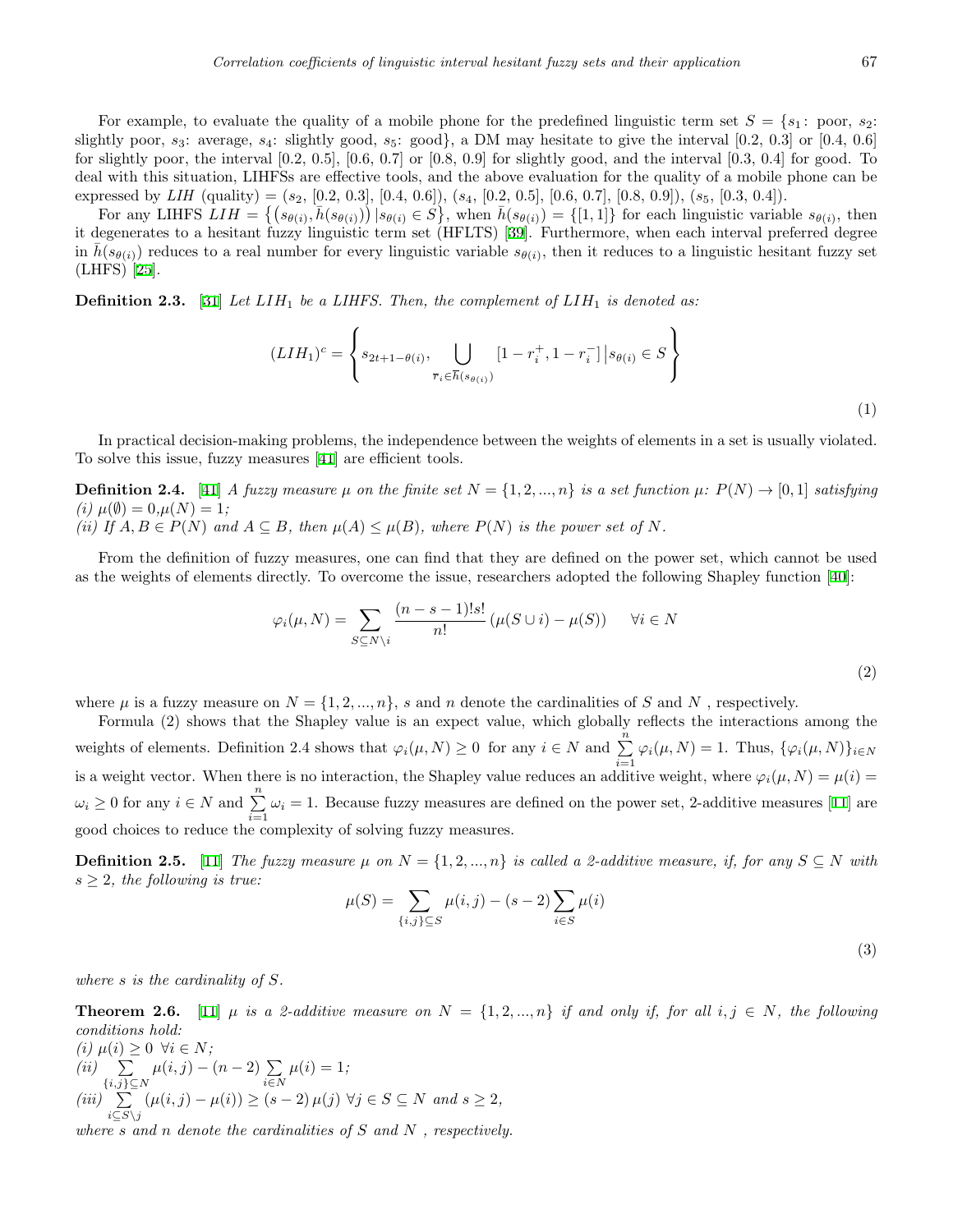For example, to evaluate the quality of a mobile phone for the predefined linguistic term set $S = \{s_1\colon$ poor, $s_2$: slightly poor, $s_3$: average, $s_4$: slightly good, $s_5$: good$\}$, a DM may hesitate to give the interval [0.2, 0.3] or [0.4, 0.6] for slightly poor, the interval [0.2, 0.5], [0.6, 0.7] or [0.8, 0.9] for slightly good, and the interval [0.3, 0.4] for good. To deal with this situation, LIHFSs are effective tools, and the above evaluation for the quality of a mobile phone can be expressed by $LIH$ (quality) = ($s_2$, [0.2, 0.3], [0.4, 0.6]), ($s_4$, [0.2, 0.5], [0.6, 0.7], [0.8, 0.9]), ($s_5$, [0.3, 0.4]).

For any LIHFS $LIH = \left\{\left(s_{\theta(i)}, \bar{h}(s_{\theta(i)})\right) | s_{\theta(i)} \in S\right\}$, when $\bar{h}(s_{\theta(i)}) = \{[1,1]\}$ for each linguistic variable $s_{\theta(i)}$, then it degenerates to a hesitant fuzzy linguistic term set (HFLTS) [39]. Furthermore, when each interval preferred degree in $\bar{h}(s_{\theta(i)})$ reduces to a real number for every linguistic variable $s_{\theta(i)}$, then it reduces to a linguistic hesitant fuzzy set (LHFS) [25].

**Definition 2.3.** [31] *Let $LIH_1$ be a LIHFS. Then, the complement of $LIH_1$ is denoted as:*

$$(LIH_1)^c = \left\{ s_{2t+1-\theta(i)}, \bigcup_{\overline{r}_i \in \overline{h}(s_{\theta(i)})} [1 - r_i^+, 1 - r_i^-] \,\middle|\, s_{\theta(i)} \in S \right\} \tag{1}$$

In practical decision-making problems, the independence between the weights of elements in a set is usually violated. To solve this issue, fuzzy measures [41] are efficient tools.

**Definition 2.4.** [41] *A fuzzy measure $\mu$ on the finite set $N = \{1, 2, ..., n\}$ is a set function $\mu$: $P(N) \to [0, 1]$ satisfying*
*(i) $\mu(\emptyset) = 0, \mu(N) = 1$;*
*(ii) If $A, B \in P(N)$ and $A \subseteq B$, then $\mu(A) \leq \mu(B)$, where $P(N)$ is the power set of $N$.*

From the definition of fuzzy measures, one can find that they are defined on the power set, which cannot be used as the weights of elements directly. To overcome the issue, researchers adopted the following Shapley function [40]:

$$\varphi_i(\mu, N) = \sum_{S \subseteq N \setminus i} \frac{(n-s-1)!s!}{n!} \left(\mu(S \cup i) - \mu(S)\right) \qquad \forall i \in N \tag{2}$$

where $\mu$ is a fuzzy measure on $N = \{1, 2, ..., n\}$, $s$ and $n$ denote the cardinalities of $S$ and $N$ , respectively.

Formula (2) shows that the Shapley value is an expect value, which globally reflects the interactions among the weights of elements. Definition 2.4 shows that $\varphi_i(\mu, N) \geq 0$ for any $i \in N$ and $\sum_{i=1}^{n} \varphi_i(\mu, N) = 1$. Thus, $\{\varphi_i(\mu, N)\}_{i \in N}$ is a weight vector. When there is no interaction, the Shapley value reduces an additive weight, where $\varphi_i(\mu, N) = \mu(i) = \omega_i \geq 0$ for any $i \in N$ and $\sum_{i=1}^{n} \omega_i = 1$. Because fuzzy measures are defined on the power set, 2-additive measures [11] are good choices to reduce the complexity of solving fuzzy measures.

**Definition 2.5.** [11] *The fuzzy measure $\mu$ on $N = \{1, 2, ..., n\}$ is called a 2-additive measure, if, for any $S \subseteq N$ with $s \geq 2$, the following is true:*

$$\mu(S) = \sum_{\{i,j\} \subseteq S} \mu(i, j) - (s - 2) \sum_{i \in S} \mu(i) \tag{3}$$

*where $s$ is the cardinality of $S$.*

**Theorem 2.6.** [11] *$\mu$ is a 2-additive measure on $N = \{1, 2, ..., n\}$ if and only if, for all $i, j \in N$, the following conditions hold:*
*(i) $\mu(i) \geq 0 \;\; \forall i \in N$;*
*(ii) $\sum_{\{i,j\} \subseteq N} \mu(i, j) - (n - 2) \sum_{i \in N} \mu(i) = 1$;*
*(iii) $\sum_{i \subseteq S \setminus j} (\mu(i, j) - \mu(i)) \geq (s - 2) \, \mu(j) \;\; \forall j \in S \subseteq N$ and $s \geq 2$,*
*where $s$ and $n$ denote the cardinalities of $S$ and $N$ , respectively.*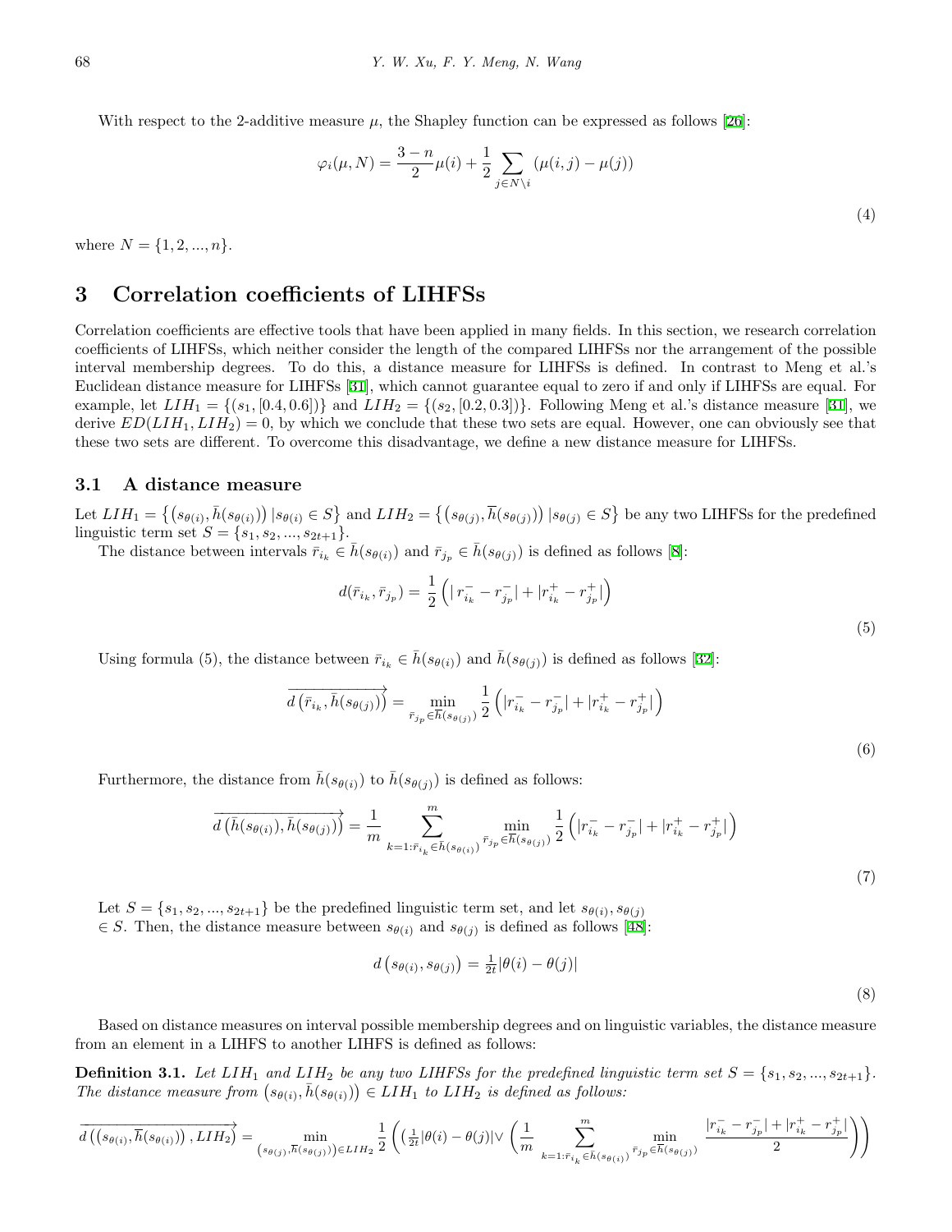With respect to the 2-additive measure $\mu$, the Shapley function can be expressed as follows [26]:

$$\varphi_i(\mu, N) = \frac{3-n}{2}\mu(i) + \frac{1}{2}\sum_{j \in N\setminus i}(\mu(i,j) - \mu(j)) \tag{4}$$

where $N = \{1, 2, ..., n\}$.

# 3 Correlation coefficients of LIHFSs

Correlation coefficients are effective tools that have been applied in many fields. In this section, we research correlation coefficients of LIHFSs, which neither consider the length of the compared LIHFSs nor the arrangement of the possible interval membership degrees. To do this, a distance measure for LIHFSs is defined. In contrast to Meng et al.'s Euclidean distance measure for LIHFSs [31], which cannot guarantee equal to zero if and only if LIHFSs are equal. For example, let $LIH_1 = \{(s_1, [0.4, 0.6])\}$ and $LIH_2 = \{(s_2, [0.2, 0.3])\}$. Following Meng et al.'s distance measure [31], we derive $ED(LIH_1, LIH_2) = 0$, by which we conclude that these two sets are equal. However, one can obviously see that these two sets are different. To overcome this disadvantage, we define a new distance measure for LIHFSs.

## 3.1 A distance measure

Let $LIH_1 = \left\{\left(s_{\theta(i)}, \bar{h}(s_{\theta(i)})\right) | s_{\theta(i)} \in S\right\}$ and $LIH_2 = \left\{\left(s_{\theta(j)}, \overline{h}(s_{\theta(j)})\right) | s_{\theta(j)} \in S\right\}$ be any two LIHFSs for the predefined linguistic term set $S = \{s_1, s_2, ..., s_{2t+1}\}$.

The distance between intervals $\bar{r}_{i_k} \in \bar{h}(s_{\theta(i)})$ and $\bar{r}_{j_p} \in \bar{h}(s_{\theta(j)})$ is defined as follows [8]:

$$d(\bar{r}_{i_k}, \bar{r}_{j_p}) = \frac{1}{2}\left(|\, r_{i_k}^- - r_{j_p}^-| + |r_{i_k}^+ - r_{j_p}^+|\right) \tag{5}$$

Using formula (5), the distance between $\bar{r}_{i_k} \in \bar{h}(s_{\theta(i)})$ and $\bar{h}(s_{\theta(j)})$ is defined as follows [32]:

$$\overrightarrow{d\left(\bar{r}_{i_k}, \bar{h}(s_{\theta(j)})\right)} = \min_{\bar{r}_{j_p} \in \overline{h}(s_{\theta(j)})} \frac{1}{2}\left(|r_{i_k}^- - r_{j_p}^-| + |r_{i_k}^+ - r_{j_p}^+|\right) \tag{6}$$

Furthermore, the distance from $\bar{h}(s_{\theta(i)})$ to $\bar{h}(s_{\theta(j)})$ is defined as follows:

$$\overrightarrow{d\left(\bar{h}(s_{\theta(i)}), \bar{h}(s_{\theta(j)})\right)} = \frac{1}{m}\sum_{k=1:\bar{r}_{i_k} \in \bar{h}(s_{\theta(i)})}^{m} \min_{\bar{r}_{j_p} \in \overline{h}(s_{\theta(j)})} \frac{1}{2}\left(|r_{i_k}^- - r_{j_p}^-| + |r_{i_k}^+ - r_{j_p}^+|\right) \tag{7}$$

Let $S = \{s_1, s_2, ..., s_{2t+1}\}$ be the predefined linguistic term set, and let $s_{\theta(i)}, s_{\theta(j)} \in S$. Then, the distance measure between $s_{\theta(i)}$ and $s_{\theta(j)}$ is defined as follows [48]:

$$d\left(s_{\theta(i)}, s_{\theta(j)}\right) = \tfrac{1}{2t}|\theta(i) - \theta(j)| \tag{8}$$

Based on distance measures on interval possible membership degrees and on linguistic variables, the distance measure from an element in a LIHFS to another LIHFS is defined as follows:

**Definition 3.1.** *Let $LIH_1$ and $LIH_2$ be any two LIHFSs for the predefined linguistic term set $S = \{s_1, s_2, ..., s_{2t+1}\}$. The distance measure from $\left(s_{\theta(i)}, \bar{h}(s_{\theta(i)})\right) \in LIH_1$ to $LIH_2$ is defined as follows:*

$$\overrightarrow{d\left(\left(s_{\theta(i)}, \overline{h}(s_{\theta(i)})\right), LIH_2\right)} = \min_{\left(s_{\theta(j)}, \overline{h}(s_{\theta(j)})\right) \in LIH_2} \frac{1}{2}\left(\left(\tfrac{1}{2t}|\theta(i) - \theta(j)|\vee\left(\frac{1}{m}\sum_{k=1:\bar{r}_{i_k} \in \bar{h}(s_{\theta(i)})}^{m} \min_{\bar{r}_{j_p} \in \overline{h}(s_{\theta(j)})} \frac{|r_{i_k}^- - r_{j_p}^-| + |r_{i_k}^+ - r_{j_p}^+|}{2}\right)\right)\right)$$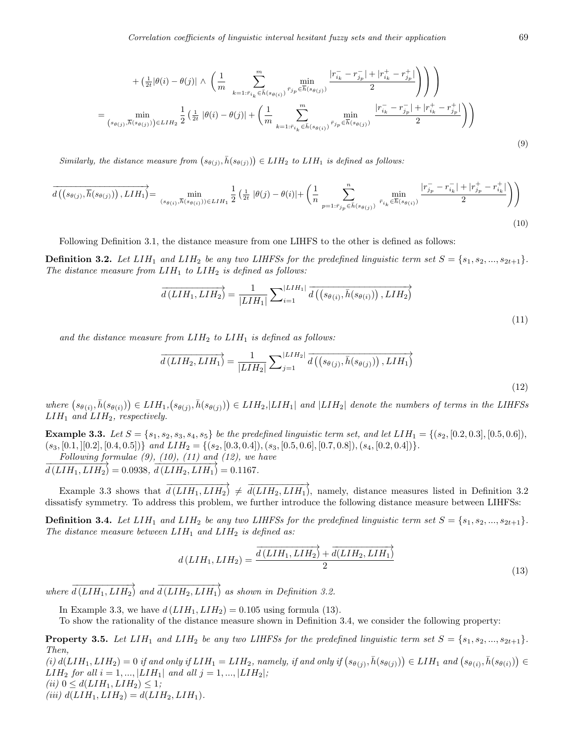$$+\left(\tfrac{1}{2t}|\theta(i)-\theta(j)| \wedge \left(\frac{1}{m}\sum_{k=1:\bar{r}_{i_k}\in\bar{h}(s_{\theta(i)})}^{m}\min_{\bar{r}_{j_p}\in\bar{h}(s_{\theta(j)})}\frac{|r_{i_k}^{-}-r_{j_p}^{-}|+|r_{i_k}^{+}-r_{j_p}^{+}|}{2}\right)\right)\Bigg)$$

$$=\min_{(s_{\theta(j)},\bar{h}(s_{\theta(j)}))\in LIH_2}\frac{1}{2}\left(\tfrac{1}{2t}\,|\theta(i)-\theta(j)|+\left(\frac{1}{m}\sum_{k=1:\bar{r}_{i_k}\in\bar{h}(s_{\theta(i)})}^{m}\min_{\bar{r}_{j_p}\in\bar{h}(s_{\theta(j)})}\frac{|r_{i_k}^{-}-r_{j_p}^{-}|+|r_{i_k}^{+}-r_{j_p}^{+}|}{2}\right)\right) \tag{9}$$

*Similarly, the distance measure from $(s_{\theta(j)},\bar{h}(s_{\theta(j)}))\in LIH_2$ to $LIH_1$ is defined as follows:*

$$\overrightarrow{d\left((s_{\theta(j)},\bar{h}(s_{\theta(j)})),LIH_1\right)}=\min_{(s_{\theta(i)},\bar{h}(s_{\theta(i)}))\in LIH_1}\frac{1}{2}\left(\tfrac{1}{2t}\,|\theta(j)-\theta(i)|+\left(\frac{1}{n}\sum_{p=1:\bar{r}_{j_p}\in\bar{h}(s_{\theta(j)})}^{n}\min_{\bar{r}_{i_k}\in\bar{h}(s_{\theta(i)})}\frac{|r_{j_p}^{-}-r_{i_k}^{-}|+|r_{j_p}^{+}-r_{i_k}^{+}|}{2}\right)\right) \tag{10}$$

Following Definition 3.1, the distance measure from one LIHFS to the other is defined as follows:

**Definition 3.2.** *Let $LIH_1$ and $LIH_2$ be any two LIHFSs for the predefined linguistic term set $S=\{s_1,s_2,...,s_{2t+1}\}$. The distance measure from $LIH_1$ to $LIH_2$ is defined as follows:*

$$\overrightarrow{d\left(LIH_1,LIH_2\right)}=\frac{1}{|LIH_1|}\sum\nolimits_{i=1}^{|LIH_1|}\overrightarrow{d\left((s_{\theta(i)},\bar{h}(s_{\theta(i)})),LIH_2\right)} \tag{11}$$

*and the distance measure from $LIH_2$ to $LIH_1$ is defined as follows:*

$$\overrightarrow{d\left(LIH_2,LIH_1\right)}=\frac{1}{|LIH_2|}\sum\nolimits_{j=1}^{|LIH_2|}\overrightarrow{d\left((s_{\theta(j)},\bar{h}(s_{\theta(j)})),LIH_1\right)} \tag{12}$$

*where $(s_{\theta(i)},\bar{h}(s_{\theta(i)}))\in LIH_1$, $(s_{\theta(j)},\bar{h}(s_{\theta(j)}))\in LIH_2$, $|LIH_1|$ and $|LIH_2|$ denote the numbers of terms in the LIHFSs $LIH_1$ and $LIH_2$, respectively.*

**Example 3.3.** *Let $S=\{s_1,s_2,s_3,s_4,s_5\}$ be the predefined linguistic term set, and let $LIH_1=\{(s_2,[0.2,0.3],[0.5,0.6]),$ $(s_3,[0.1,][0.2],[0.4,0.5])\}$ and $LIH_2=\{(s_2,[0.3,0.4]),(s_3,[0.5,0.6],[0.7,0.8]),(s_4,[0.2,0.4])\}$.*
*Following formulae (9), (10), (11) and (12), we have*
$\overrightarrow{d\left(LIH_1,LIH_2\right)}=0.0938$, $\overrightarrow{d\left(LIH_2,LIH_1\right)}=0.1167$.

Example 3.3 shows that $\overrightarrow{d\left(LIH_1,LIH_2\right)}\neq\overrightarrow{d(LIH_2,LIH_1)}$, namely, distance measures listed in Definition 3.2 dissatisfy symmetry. To address this problem, we further introduce the following distance measure between LIHFSs:

**Definition 3.4.** *Let $LIH_1$ and $LIH_2$ be any two LIHFSs for the predefined linguistic term set $S=\{s_1,s_2,...,s_{2t+1}\}$. The distance measure between $LIH_1$ and $LIH_2$ is defined as:*

$$d\left(LIH_1,LIH_2\right)=\frac{\overrightarrow{d\left(LIH_1,LIH_2\right)}+\overrightarrow{d(LIH_2,LIH_1)}}{2} \tag{13}$$

*where $\overrightarrow{d\left(LIH_1,LIH_2\right)}$ and $\overrightarrow{d\left(LIH_2,LIH_1\right)}$ as shown in Definition 3.2.*

In Example 3.3, we have $d\left(LIH_1,LIH_2\right)=0.105$ using formula (13).

To show the rationality of the distance measure shown in Definition 3.4, we consider the following property:

**Property 3.5.** *Let $LIH_1$ and $LIH_2$ be any two LIHFSs for the predefined linguistic term set $S=\{s_1,s_2,...,s_{2t+1}\}$. Then,*
*(i) $d(LIH_1,LIH_2)=0$ if and only if $LIH_1=LIH_2$, namely, if and only if $(s_{\theta(j)},\bar{h}(s_{\theta(j)}))\in LIH_1$ and $(s_{\theta(i)},\bar{h}(s_{\theta(i)}))\in LIH_2$ for all $i=1,...,|LIH_1|$ and all $j=1,...,|LIH_2|$;*
*(ii) $0\leq d(LIH_1,LIH_2)\leq 1$;*
*(iii) $d(LIH_1,LIH_2)=d(LIH_2,LIH_1)$.*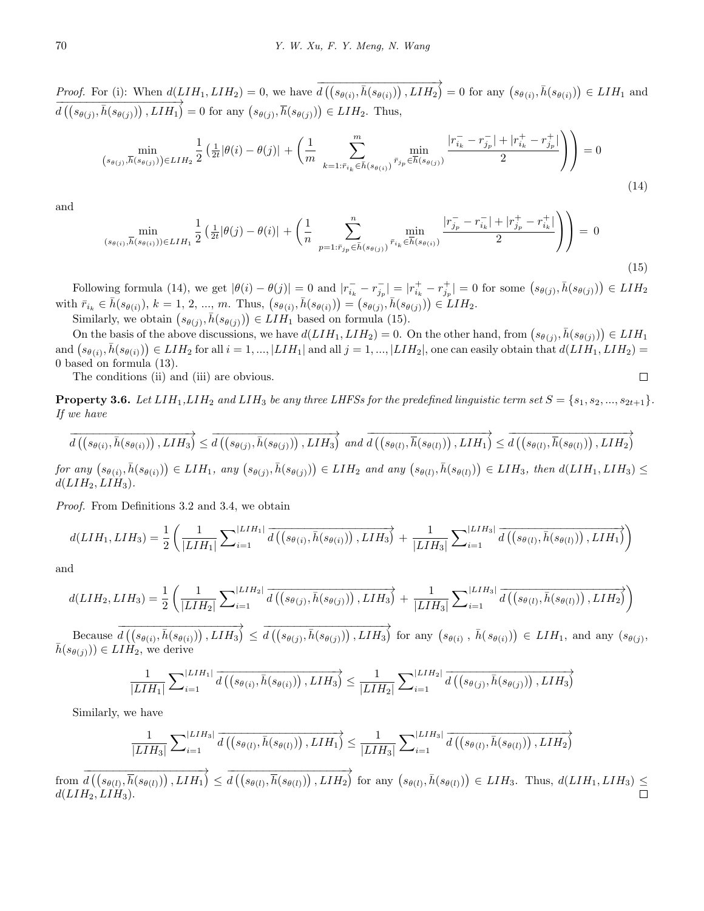*Proof.* For (i): When $d(LIH_1, LIH_2) = 0$, we have $\overrightarrow{d\left(\left(s_{\theta(i)}, \bar{h}(s_{\theta(i)})\right), LIH_2\right)} = 0$ for any $\left(s_{\theta(i)}, \bar{h}(s_{\theta(i)})\right) \in LIH_1$ and $\overrightarrow{d\left(\left(s_{\theta(j)}, \overline{h}(s_{\theta(j)})\right), LIH_1\right)} = 0$ for any $\left(s_{\theta(j)}, \overline{h}(s_{\theta(j)})\right) \in LIH_2$. Thus,

$$\min_{\left(s_{\theta(j)}, \overline{h}(s_{\theta(j)})\right) \in LIH_2} \frac{1}{2}\left(\frac{1}{2t}|\theta(i) - \theta(j)| + \left(\frac{1}{m}\sum_{k=1: \bar{r}_{i_k} \in \bar{h}(s_{\theta(i)})}^{m} \min_{\bar{r}_{j_p} \in \overline{h}(s_{\theta(j)})} \frac{|r_{i_k}^- - r_{j_p}^-| + |r_{i_k}^+ - r_{j_p}^+|}{2}\right)\right) = 0 \tag{14}$$

and

$$\min_{\left(s_{\theta(i)}, \overline{h}(s_{\theta(i)})\right) \in LIH_1} \frac{1}{2}\left(\frac{1}{2t}|\theta(j) - \theta(i)| + \left(\frac{1}{n}\sum_{p=1: \bar{r}_{j_p} \in \bar{h}(s_{\theta(j)})}^{n} \min_{\bar{r}_{i_k} \in \overline{h}(s_{\theta(i)})} \frac{|r_{j_p}^- - r_{i_k}^-| + |r_{j_p}^+ - r_{i_k}^+|}{2}\right)\right) = 0 \tag{15}$$

Following formula (14), we get $|\theta(i) - \theta(j)| = 0$ and $|r_{i_k}^- - r_{j_p}^-| = |r_{i_k}^+ - r_{j_p}^+| = 0$ for some $\left(s_{\theta(j)}, \bar{h}(s_{\theta(j)})\right) \in LIH_2$ with $\bar{r}_{i_k} \in \bar{h}(s_{\theta(i)})$, $k = 1, 2, ..., m$. Thus, $\left(s_{\theta(i)}, \bar{h}(s_{\theta(i)})\right) = \left(s_{\theta(j)}, \bar{h}(s_{\theta(j)})\right) \in LIH_2$.

Similarly, we obtain $\left(s_{\theta(j)}, \bar{h}(s_{\theta(j)})\right) \in LIH_1$ based on formula (15).

On the basis of the above discussions, we have $d(LIH_1, LIH_2) = 0$. On the other hand, from $\left(s_{\theta(j)}, \bar{h}(s_{\theta(j)})\right) \in LIH_1$ and $\left(s_{\theta(i)}, \bar{h}(s_{\theta(i)})\right) \in LIH_2$ for all $i = 1, ..., |LIH_1|$ and all $j = 1, ..., |LIH_2|$, one can easily obtain that $d(LIH_1, LIH_2) = 0$ based on formula (13).

The conditions (ii) and (iii) are obvious. □

**Property 3.6.** *Let $LIH_1$,$LIH_2$ and $LIH_3$ be any three LHFSs for the predefined linguistic term set $S = \{s_1, s_2, ..., s_{2t+1}\}$. If we have*

$$\overrightarrow{d\left(\left(s_{\theta(i)}, \bar{h}(s_{\theta(i)})\right), LIH_3\right)} \leq \overrightarrow{d\left(\left(s_{\theta(j)}, \bar{h}(s_{\theta(j)})\right), LIH_3\right)} \text{ and } \overrightarrow{d\left(\left(s_{\theta(l)}, \overline{h}(s_{\theta(l)})\right), LIH_1\right)} \leq \overrightarrow{d\left(\left(s_{\theta(l)}, \overline{h}(s_{\theta(l)})\right), LIH_2\right)}$$

*for any $\left(s_{\theta(i)}, \bar{h}(s_{\theta(i)})\right) \in LIH_1$, any $\left(s_{\theta(j)}, \bar{h}(s_{\theta(j)})\right) \in LIH_2$ and any $\left(s_{\theta(l)}, \bar{h}(s_{\theta(l)})\right) \in LIH_3$, then $d(LIH_1, LIH_3) \leq d(LIH_2, LIH_3)$.*

*Proof.* From Definitions 3.2 and 3.4, we obtain

$$d(LIH_1, LIH_3) = \frac{1}{2}\left(\frac{1}{|LIH_1|}\sum\nolimits_{i=1}^{|LIH_1|} \overrightarrow{d\left(\left(s_{\theta(i)}, \bar{h}(s_{\theta(i)})\right), LIH_3\right)} + \frac{1}{|LIH_3|}\sum\nolimits_{i=1}^{|LIH_3|} \overrightarrow{d\left(\left(s_{\theta(l)}, \bar{h}(s_{\theta(l)})\right), LIH_1\right)}\right)$$

and

$$d(LIH_2, LIH_3) = \frac{1}{2}\left(\frac{1}{|LIH_2|}\sum\nolimits_{i=1}^{|LIH_2|} \overrightarrow{d\left(\left(s_{\theta(j)}, \bar{h}(s_{\theta(j)})\right), LIH_3\right)} + \frac{1}{|LIH_3|}\sum\nolimits_{i=1}^{|LIH_3|} \overrightarrow{d\left(\left(s_{\theta(l)}, \bar{h}(s_{\theta(l)})\right), LIH_2\right)}\right)$$

Because $\overrightarrow{d\left(\left(s_{\theta(i)}, \bar{h}(s_{\theta(i)})\right), LIH_3\right)} \leq \overrightarrow{d\left(\left(s_{\theta(j)}, \bar{h}(s_{\theta(j)})\right), LIH_3\right)}$ for any $\left(s_{\theta(i)}, \bar{h}(s_{\theta(i)})\right) \in LIH_1$, and any $(s_{\theta(j)}, \bar{h}(s_{\theta(j)})) \in LIH_2$, we derive

$$\frac{1}{|LIH_1|}\sum\nolimits_{i=1}^{|LIH_1|} \overrightarrow{d\left(\left(s_{\theta(i)}, \bar{h}(s_{\theta(i)})\right), LIH_3\right)} \leq \frac{1}{|LIH_2|}\sum\nolimits_{i=1}^{|LIH_2|} \overrightarrow{d\left(\left(s_{\theta(j)}, \bar{h}(s_{\theta(j)})\right), LIH_3\right)}$$

Similarly, we have

$$\frac{1}{|LIH_3|}\sum\nolimits_{i=1}^{|LIH_3|} \overrightarrow{d\left(\left(s_{\theta(l)}, \bar{h}(s_{\theta(l)})\right), LIH_1\right)} \leq \frac{1}{|LIH_3|}\sum\nolimits_{i=1}^{|LIH_3|} \overrightarrow{d\left(\left(s_{\theta(l)}, \bar{h}(s_{\theta(l)})\right), LIH_2\right)}$$

from $\overrightarrow{d\left(\left(s_{\theta(l)}, \overline{h}(s_{\theta(l)})\right), LIH_1\right)} \leq \overrightarrow{d\left(\left(s_{\theta(l)}, \overline{h}(s_{\theta(l)})\right), LIH_2\right)}$ for any $\left(s_{\theta(l)}, \bar{h}(s_{\theta(l)})\right) \in LIH_3$. Thus, $d(LIH_1, LIH_3) \leq d(LIH_2, LIH_3)$. □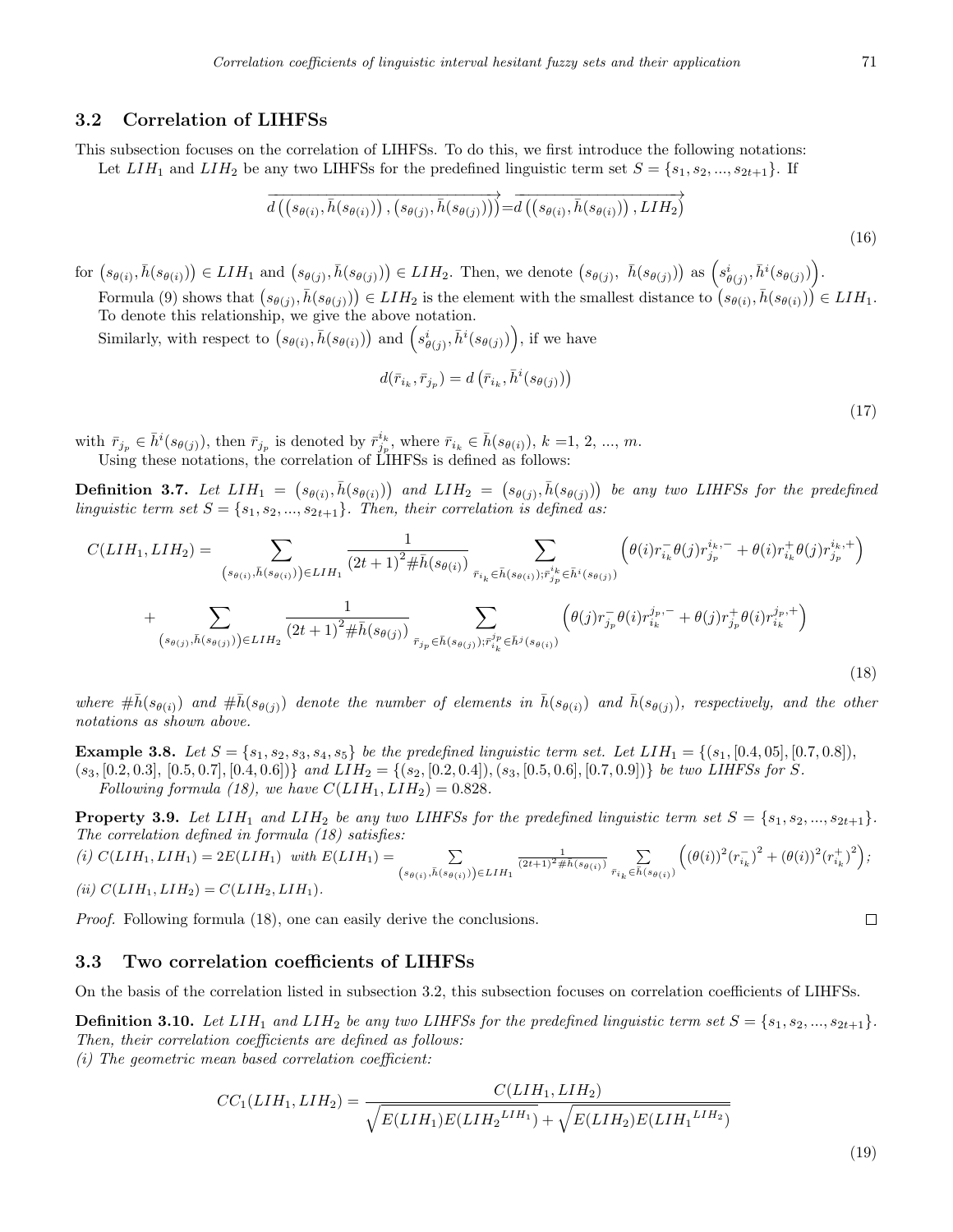### 3.2 Correlation of LIHFSs

This subsection focuses on the correlation of LIHFSs. To do this, we first introduce the following notations:

Let $LIH_1$ and $LIH_2$ be any two LIHFSs for the predefined linguistic term set $S = \{s_1, s_2, ..., s_{2t+1}\}$. If

$$\overrightarrow{d\left(\left(s_{\theta(i)}, \bar{h}(s_{\theta(i)})\right), \left(s_{\theta(j)}, \bar{h}(s_{\theta(j)})\right)\right)} = \overrightarrow{d\left(\left(s_{\theta(i)}, \bar{h}(s_{\theta(i)})\right), LIH_2\right)} \tag{16}$$

for $\left(s_{\theta(i)}, \bar{h}(s_{\theta(i)})\right) \in LIH_1$ and $\left(s_{\theta(j)}, \bar{h}(s_{\theta(j)})\right) \in LIH_2$. Then, we denote $\left(s_{\theta(j)},\ \bar{h}(s_{\theta(j)})\right)$ as $\left(s^i_{\theta(j)}, \bar{h}^i(s_{\theta(j)})\right)$.

Formula (9) shows that $\left(s_{\theta(j)}, \bar{h}(s_{\theta(j)})\right) \in LIH_2$ is the element with the smallest distance to $\left(s_{\theta(i)}, \bar{h}(s_{\theta(i)})\right) \in LIH_1$. To denote this relationship, we give the above notation.

Similarly, with respect to $\left(s_{\theta(i)}, \bar{h}(s_{\theta(i)})\right)$ and $\left(s^i_{\theta(j)}, \bar{h}^i(s_{\theta(j)})\right)$, if we have

$$d(\bar{r}_{i_k}, \bar{r}_{j_p}) = d\left(\bar{r}_{i_k}, \bar{h}^i(s_{\theta(j)})\right) \tag{17}$$

with $\bar{r}_{j_p} \in \bar{h}^i(s_{\theta(j)})$, then $\bar{r}_{j_p}$ is denoted by $\bar{r}^{i_k}_{j_p}$, where $\bar{r}_{i_k} \in \bar{h}(s_{\theta(i)})$, $k$ =1, 2, ..., $m$.

Using these notations, the correlation of LIHFSs is defined as follows:

**Definition 3.7.** *Let $LIH_1 = \left(s_{\theta(i)}, \bar{h}(s_{\theta(i)})\right)$ and $LIH_2 = \left(s_{\theta(j)}, \bar{h}(s_{\theta(j)})\right)$ be any two LIHFSs for the predefined linguistic term set $S = \{s_1, s_2, ..., s_{2t+1}\}$. Then, their correlation is defined as:*

$$\begin{aligned} C(LIH_1, LIH_2) = &\sum_{\left(s_{\theta(i)}, \bar{h}(s_{\theta(i)})\right) \in LIH_1} \frac{1}{(2t+1)^2 \# \bar{h}(s_{\theta(i)})} \sum_{\bar{r}_{i_k} \in \bar{h}(s_{\theta(i)}); \bar{r}^{i_k}_{j_p} \in \bar{h}^i(s_{\theta(j)})} \left(\theta(i) r^-_{i_k} \theta(j) r^{i_k,-}_{j_p} + \theta(i) r^+_{i_k} \theta(j) r^{i_k,+}_{j_p}\right) \\ &+ \sum_{\left(s_{\theta(j)}, \bar{h}(s_{\theta(j)})\right) \in LIH_2} \frac{1}{(2t+1)^2 \# \bar{h}(s_{\theta(j)})} \sum_{\bar{r}_{j_p} \in \bar{h}(s_{\theta(j)}); \bar{r}^{j_p}_{i_k} \in \bar{h}^j(s_{\theta(i)})} \left(\theta(j) r^-_{j_p} \theta(i) r^{j_p,-}_{i_k} + \theta(j) r^+_{j_p} \theta(i) r^{j_p,+}_{i_k}\right) \end{aligned} \tag{18}$$

*where $\#\bar{h}(s_{\theta(i)})$ and $\#\bar{h}(s_{\theta(j)})$ denote the number of elements in $\bar{h}(s_{\theta(i)})$ and $\bar{h}(s_{\theta(j)})$, respectively, and the other notations as shown above.*

**Example 3.8.** *Let $S = \{s_1, s_2, s_3, s_4, s_5\}$ be the predefined linguistic term set. Let $LIH_1 = \{(s_1, [0.4, 05], [0.7, 0.8]), (s_3, [0.2, 0.3], [0.5, 0.7], [0.4, 0.6])\}$ and $LIH_2 = \{(s_2, [0.2, 0.4]), (s_3, [0.5, 0.6], [0.7, 0.9])\}$ be two LIHFSs for $S$.*

*Following formula (18), we have $C(LIH_1, LIH_2) = 0.828$.*

**Property 3.9.** *Let $LIH_1$ and $LIH_2$ be any two LIHFSs for the predefined linguistic term set $S = \{s_1, s_2, ..., s_{2t+1}\}$. The correlation defined in formula (18) satisfies:*

*(i) $C(LIH_1, LIH_1) = 2E(LIH_1)$ with $E(LIH_1) = \sum_{\left(s_{\theta(i)}, \bar{h}(s_{\theta(i)})\right) \in LIH_1} \frac{1}{(2t+1)^2 \# \bar{h}(s_{\theta(i)})} \sum_{\bar{r}_{i_k} \in \bar{h}(s_{\theta(i)})} \left((\theta(i))^2 (r^-_{i_k})^2 + (\theta(i))^2 (r^+_{i_k})^2\right)$;*

*(ii) $C(LIH_1, LIH_2) = C(LIH_2, LIH_1)$.*

*Proof.* Following formula (18), one can easily derive the conclusions. □

### 3.3 Two correlation coefficients of LIHFSs

On the basis of the correlation listed in subsection 3.2, this subsection focuses on correlation coefficients of LIHFSs.

**Definition 3.10.** *Let $LIH_1$ and $LIH_2$ be any two LIHFSs for the predefined linguistic term set $S = \{s_1, s_2, ..., s_{2t+1}\}$. Then, their correlation coefficients are defined as follows:*

*(i) The geometric mean based correlation coefficient:*

$$CC_1(LIH_1, LIH_2) = \frac{C(LIH_1, LIH_2)}{\sqrt{E(LIH_1) E({LIH_2}^{LIH_1})} + \sqrt{E(LIH_2) E({LIH_1}^{LIH_2})}} \tag{19}$$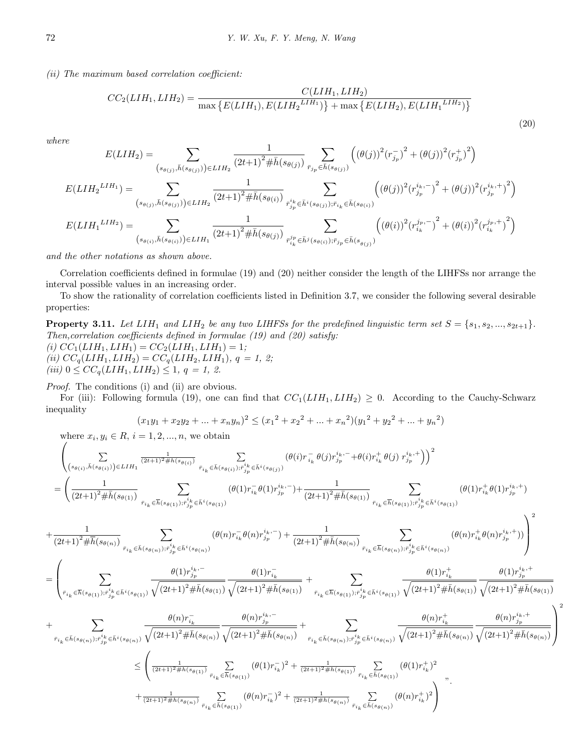*(ii) The maximum based correlation coefficient:*

$$CC_2(LIH_1, LIH_2) = \frac{C(LIH_1, LIH_2)}{\max\left\{E(LIH_1), E({LIH_2}^{LIH_1})\right\} + \max\left\{E(LIH_2), E({LIH_1}^{LIH_2})\right\}} \tag{20}$$

*where*

$$E(LIH_2) = \sum_{\left(s_{\theta(j)}, \bar{h}(s_{\theta(j)})\right) \in LIH_2} \frac{1}{(2t+1)^2 \# \bar{h}(s_{\theta(j)})} \sum_{\bar{r}_{j_p} \in \bar{h}(s_{\theta(j)})} \left( (\theta(j))^2 (r_{j_p}^-)^2 + (\theta(j))^2 (r_{j_p}^+)^2 \right)$$

$$E({LIH_2}^{LIH_1}) = \sum_{\left(s_{\theta(j)}, \bar{h}(s_{\theta(j)})\right) \in LIH_2} \frac{1}{(2t+1)^2 \# \bar{h}(s_{\theta(i)})} \sum_{\bar{r}_{j_p}^{i_k} \in \bar{h}^i(s_{\theta(j)}); \bar{r}_{i_k} \in \bar{h}(s_{\theta(i)})} \left( (\theta(j))^2 (r_{j_p}^{i_k,-})^2 + (\theta(j))^2 (r_{j_p}^{i_k,+})^2 \right)$$

$$E({LIH_1}^{LIH_2}) = \sum_{\left(s_{\theta(i)}, \bar{h}(s_{\theta(i)})\right) \in LIH_1} \frac{1}{(2t+1)^2 \# \bar{h}(s_{\theta(j)})} \sum_{\bar{r}_{i_k}^{j_p} \in \bar{h}^j(s_{\theta(i)}); \bar{r}_{j_p} \in \bar{h}(s_{\theta(j)})} \left( (\theta(i))^2 (r_{i_k}^{j_p,-})^2 + (\theta(i))^2 (r_{i_k}^{j_p,+})^2 \right)$$

*and the other notations as shown above.*

Correlation coefficients defined in formulae (19) and (20) neither consider the length of the LIHFSs nor arrange the interval possible values in an increasing order.

To show the rationality of correlation coefficients listed in Definition 3.7, we consider the following several desirable properties:

**Property 3.11.** *Let $LIH_1$ and $LIH_2$ be any two LIHFSs for the predefined linguistic term set $S = \{s_1, s_2, ..., s_{2t+1}\}$. Then,correlation coefficients defined in formulae (19) and (20) satisfy:*
*(i) $CC_1(LIH_1, LIH_1) = CC_2(LIH_1, LIH_1) = 1$;*
*(ii) $CC_q(LIH_1, LIH_2) = CC_q(LIH_2, LIH_1)$, $q$ = 1, 2;*
*(iii) $0 \le CC_q(LIH_1, LIH_2) \le 1$, $q$ = 1, 2.*

*Proof.* The conditions (i) and (ii) are obvious.

For (iii): Following formula (19), one can find that $CC_1(LIH_1, LIH_2) \ge 0$. According to the Cauchy-Schwarz inequality

$$(x_1 y_1 + x_2 y_2 + ... + x_n y_n)^2 \le ({x_1}^2 + {x_2}^2 + ... + {x_n}^2)({y_1}^2 + {y_2}^2 + ... + {y_n}^2)$$

where $x_i, y_i \in R$, $i = 1, 2, ..., n$, we obtain

$$\left( \sum_{\left(s_{\theta(i)}, \bar{h}(s_{\theta(i)})\right) \in LIH_1} \frac{1}{(2t+1)^2 \# \bar{h}(s_{\theta(i)})} \sum_{\bar{r}_{i_k} \in \bar{h}(s_{\theta(i)}); \bar{r}_{j_p}^{i_k} \in \bar{h}^i(s_{\theta(j)})} (\theta(i) r_{i_k}^- \theta(j) r_{j_p}^{i_k,-} + \theta(i) r_{i_k}^+ \theta(j)\, r_{j_p}^{i_k,+}) \right)^2$$

$$= \left( \frac{1}{(2t+1)^2 \# \bar{h}(s_{\theta(1)})} \sum_{\bar{r}_{i_k} \in \bar{h}(s_{\theta(1)}); \bar{r}_{j_p}^{i_k} \in \bar{h}^i(s_{\theta(1)})} (\theta(1) r_{i_k}^- \theta(1) r_{j_p}^{i_k,-}) + \frac{1}{(2t+1)^2 \# \bar{h}(s_{\theta(1)})} \sum_{\bar{r}_{i_k} \in \bar{h}(s_{\theta(1)}); \bar{r}_{j_p}^{i_k} \in \bar{h}^i(s_{\theta(1)})} (\theta(1) r_{i_k}^+ \theta(1) r_{j_p}^{i_k,+}) \right.$$

$$\left. + \frac{1}{(2t+1)^2 \# \bar{h}(s_{\theta(n)})} \sum_{\bar{r}_{i_k} \in \bar{h}(s_{\theta(n)}); \bar{r}_{j_p}^{i_k} \in \bar{h}^i(s_{\theta(n)})} (\theta(n) r_{i_k}^- \theta(n) r_{j_p}^{i_k,-}) + \frac{1}{(2t+1)^2 \# \bar{h}(s_{\theta(n)})} \sum_{\bar{r}_{i_k} \in \bar{h}(s_{\theta(n)}); \bar{r}_{j_p}^{i_k} \in \bar{h}^i(s_{\theta(n)})} (\theta(n) r_{i_k}^+ \theta(n) r_{j_p}^{i_k,+})) \right)^2$$

$$= \left( \sum_{\bar{r}_{i_k} \in \bar{h}(s_{\theta(1)}); \bar{r}_{j_p}^{i_k} \in \bar{h}^i(s_{\theta(1)})} \frac{\theta(1) r_{j_p}^{i_k,-}}{\sqrt{(2t+1)^2 \# \bar{h}(s_{\theta(1)})}} \frac{\theta(1) r_{i_k}^-}{\sqrt{(2t+1)^2 \# \bar{h}(s_{\theta(1)})}} + \sum_{\bar{r}_{i_k} \in \bar{h}(s_{\theta(1)}); \bar{r}_{j_p}^{i_k} \in \bar{h}^i(s_{\theta(1)})} \frac{\theta(1) r_{i_k}^+}{\sqrt{(2t+1)^2 \# \bar{h}(s_{\theta(1)})}} \frac{\theta(1) r_{j_p}^{i_k,+}}{\sqrt{(2t+1)^2 \# \bar{h}(s_{\theta(1)})}} \right.$$

$$\left. + \sum_{\bar{r}_{i_k} \in \bar{h}(s_{\theta(n)}); \bar{r}_{j_p}^{i_k} \in \bar{h}^i(s_{\theta(n)})} \frac{\theta(n) r_{i_k}^-}{\sqrt{(2t+1)^2 \# \bar{h}(s_{\theta(n)})}} \frac{\theta(n) r_{j_p}^{i_k,-}}{\sqrt{(2t+1)^2 \# \bar{h}(s_{\theta(n)})}} + \sum_{\bar{r}_{i_k} \in \bar{h}(s_{\theta(n)}); \bar{r}_{j_p}^{i_k} \in \bar{h}^i(s_{\theta(n)})} \frac{\theta(n) r_{i_k}^+}{\sqrt{(2t+1)^2 \# \bar{h}(s_{\theta(n)})}} \frac{\theta(n) r_{j_p}^{i_k,+}}{\sqrt{(2t+1)^2 \# \bar{h}(s_{\theta(n)})}} \right)^2$$

$$\le \left( \frac{1}{(2t+1)^2 \# h(s_{\theta(1)})} \sum_{\bar{r}_{i_k} \in \bar{h}(s_{\theta(1)})} (\theta(1) r_{i_k}^-)^2 + \frac{1}{(2t+1)^2 \# h(s_{\theta(1)})} \sum_{\bar{r}_{i_k} \in \bar{h}(s_{\theta(1)})} (\theta(1) r_{i_k}^+)^2 \right.$$

$$\left. + \frac{1}{(2t+1)^2 \# h(s_{\theta(n)})} \sum_{\bar{r}_{i_k} \in \bar{h}(s_{\theta(1)})} (\theta(n) r_{i_k}^-)^2 + \frac{1}{(2t+1)^2 \# h(s_{\theta(n)})} \sum_{\bar{r}_{i_k} \in \bar{h}(s_{\theta(n)})} (\theta(n) r_{i_k}^+)^2 \right) \text{''}.$$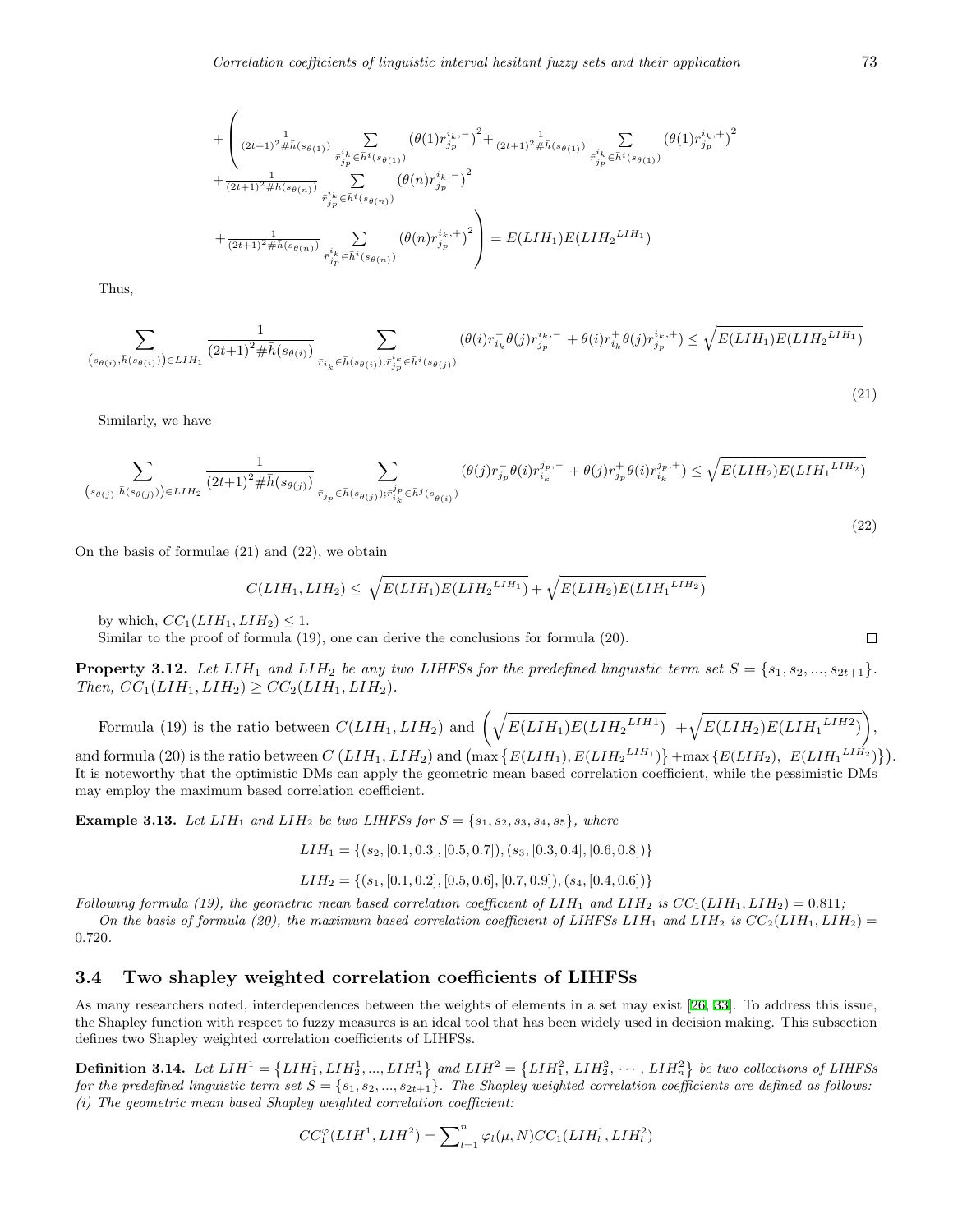$$+\left(\begin{array}{l}\frac{1}{(2t+1)^2\#\bar{h}(s_{\theta(1)})}\sum\limits_{\bar{r}_{j_p}^{i_k}\in\bar{h}^i(s_{\theta(1)})}\left(\theta(1)r_{j_p}^{i_k,-}\right)^2+\frac{1}{(2t+1)^2\#\bar{h}(s_{\theta(1)})}\sum\limits_{\bar{r}_{j_p}^{i_k}\in\bar{h}^i(s_{\theta(1)})}\left(\theta(1)r_{j_p}^{i_k,+}\right)^2\\+\frac{1}{(2t+1)^2\#\bar{h}(s_{\theta(n)})}\sum\limits_{\bar{r}_{j_p}^{i_k}\in\bar{h}^i(s_{\theta(n)})}\left(\theta(n)r_{j_p}^{i_k,-}\right)^2\\+\frac{1}{(2t+1)^2\#\bar{h}(s_{\theta(n)})}\sum\limits_{\bar{r}_{j_p}^{i_k}\in\bar{h}^i(s_{\theta(n)})}\left(\theta(n)r_{j_p}^{i_k,+}\right)^2\end{array}\right)=E(LIH_1)E({LIH_2}^{LIH_1})$$

Thus,

$$\sum_{(s_{\theta(i)},\bar{h}(s_{\theta(i)}))\in LIH_1}\frac{1}{(2t+1)^2\#\bar{h}(s_{\theta(i)})}\sum_{\bar{r}_{i_k}\in\bar{h}(s_{\theta(i)});\bar{r}_{j_p}^{i_k}\in\bar{h}^i(s_{\theta(j)})}(\theta(i)r_{i_k}^{-}\theta(j)r_{j_p}^{i_k,-}+\theta(i)r_{i_k}^{+}\theta(j)r_{j_p}^{i_k,+})\le\sqrt{E(LIH_1)E({LIH_2}^{LIH_1})}\tag{21}$$

Similarly, we have

$$\sum_{(s_{\theta(j)},\bar{h}(s_{\theta(j)}))\in LIH_2}\frac{1}{(2t+1)^2\#\bar{h}(s_{\theta(j)})}\sum_{\bar{r}_{j_p}\in\bar{h}(s_{\theta(j)});\bar{r}_{i_k}^{j_p}\in\bar{h}^j(s_{\theta(i)})}(\theta(j)r_{j_p}^{-}\theta(i)r_{i_k}^{j_p,-}+\theta(j)r_{j_p}^{+}\theta(i)r_{i_k}^{j_p,+})\le\sqrt{E(LIH_2)E({LIH_1}^{LIH_2})}\tag{22}$$

On the basis of formulae (21) and (22), we obtain

$$C(LIH_1,LIH_2)\le\sqrt{E(LIH_1)E({LIH_2}^{LIH_1})}+\sqrt{E(LIH_2)E({LIH_1}^{LIH_2})}$$

by which, $CC_1(LIH_1,LIH_2)\le 1$.

Similar to the proof of formula (19), one can derive the conclusions for formula (20). □

**Property 3.12.** *Let $LIH_1$ and $LIH_2$ be any two LIHFSs for the predefined linguistic term set $S=\{s_1,s_2,...,s_{2t+1}\}$. Then, $CC_1(LIH_1,LIH_2)\ge CC_2(LIH_1,LIH_2)$.*

Formula (19) is the ratio between $C(LIH_1,LIH_2)$ and $\left(\sqrt{E(LIH_1)E({LIH_2}^{LIH1})}+\sqrt{E(LIH_2)E({LIH_1}^{LIH2})}\right)$, and formula (20) is the ratio between $C\left(LIH_1,LIH_2\right)$ and $\left(\max\left\{E(LIH_1),E({LIH_2}^{LIH_1})\right\}+\max\left\{E(LIH_2),\ E({LIH_1}^{LIH_2})\right\}\right)$. It is noteworthy that the optimistic DMs can apply the geometric mean based correlation coefficient, while the pessimistic DMs may employ the maximum based correlation coefficient.

**Example 3.13.** *Let $LIH_1$ and $LIH_2$ be two LIHFSs for $S=\{s_1,s_2,s_3,s_4,s_5\}$, where*

$$LIH_1=\{(s_2,[0.1,0.3],[0.5,0.7]),(s_3,[0.3,0.4],[0.6,0.8])\}$$

$$LIH_2=\{(s_1,[0.1,0.2],[0.5,0.6],[0.7,0.9]),(s_4,[0.4,0.6])\}$$

*Following formula (19), the geometric mean based correlation coefficient of $LIH_1$ and $LIH_2$ is $CC_1(LIH_1,LIH_2)=0.811$;*

*On the basis of formula (20), the maximum based correlation coefficient of LIHFSs $LIH_1$ and $LIH_2$ is $CC_2(LIH_1,LIH_2)=0.720$.*

## 3.4 Two shapley weighted correlation coefficients of LIHFSs

As many researchers noted, interdependences between the weights of elements in a set may exist [26, 33]. To address this issue, the Shapley function with respect to fuzzy measures is an ideal tool that has been widely used in decision making. This subsection defines two Shapley weighted correlation coefficients of LIHFSs.

**Definition 3.14.** *Let $LIH^1=\left\{LIH_1^1,LIH_2^1,...,LIH_n^1\right\}$ and $LIH^2=\left\{LIH_1^2,LIH_2^2,\cdots,LIH_n^2\right\}$ be two collections of LIHFSs for the predefined linguistic term set $S=\{s_1,s_2,...,s_{2t+1}\}$. The Shapley weighted correlation coefficients are defined as follows:*
*(i) The geometric mean based Shapley weighted correlation coefficient:*

$$CC_1^{\varphi}(LIH^1,LIH^2)=\sum\nolimits_{l=1}^{n}\varphi_l(\mu,N)CC_1(LIH_l^1,LIH_l^2)$$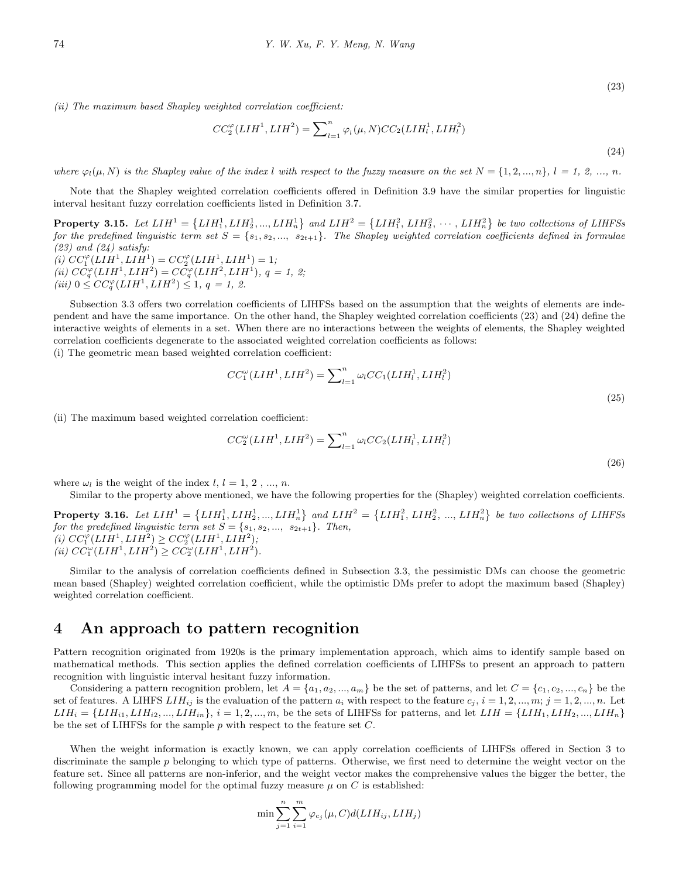(23)

*(ii) The maximum based Shapley weighted correlation coefficient:*

$$CC_2^{\varphi}(LIH^1, LIH^2) = \sum\nolimits_{l=1}^{n} \varphi_l(\mu, N) CC_2(LIH_l^1, LIH_l^2) \tag{24}$$

*where $\varphi_l(\mu, N)$ is the Shapley value of the index $l$ with respect to the fuzzy measure on the set $N = \{1, 2, ..., n\}$, $l$ = 1, 2, ..., n.*

Note that the Shapley weighted correlation coefficients offered in Definition 3.9 have the similar properties for linguistic interval hesitant fuzzy correlation coefficients listed in Definition 3.7.

**Property 3.15.** *Let $LIH^1 = \{LIH_1^1, LIH_2^1, ..., LIH_n^1\}$ and $LIH^2 = \{LIH_1^2, LIH_2^2, \cdots, LIH_n^2\}$ be two collections of LIHFSs for the predefined linguistic term set $S = \{s_1, s_2, ..., s_{2t+1}\}$. The Shapley weighted correlation coefficients defined in formulae (23) and (24) satisfy:*
*(i) $CC_1^{\varphi}(LIH^1, LIH^1) = CC_2^{\varphi}(LIH^1, LIH^1) = 1$;*
*(ii) $CC_q^{\varphi}(LIH^1, LIH^2) = CC_q^{\varphi}(LIH^2, LIH^1)$, $q$ = 1, 2;*
*(iii) $0 \leq CC_q^{\varphi}(LIH^1, LIH^2) \leq 1$, $q$ = 1, 2.*

Subsection 3.3 offers two correlation coefficients of LIHFSs based on the assumption that the weights of elements are independent and have the same importance. On the other hand, the Shapley weighted correlation coefficients (23) and (24) define the interactive weights of elements in a set. When there are no interactions between the weights of elements, the Shapley weighted correlation coefficients degenerate to the associated weighted correlation coefficients as follows:
(i) The geometric mean based weighted correlation coefficient:

$$CC_1^{\omega}(LIH^1, LIH^2) = \sum\nolimits_{l=1}^{n} \omega_l CC_1(LIH_l^1, LIH_l^2) \tag{25}$$

(ii) The maximum based weighted correlation coefficient:

$$CC_2^{\omega}(LIH^1, LIH^2) = \sum\nolimits_{l=1}^{n} \omega_l CC_2(LIH_l^1, LIH_l^2) \tag{26}$$

where $\omega_l$ is the weight of the index $l$, $l$ = 1, 2 , ..., n.

Similar to the property above mentioned, we have the following properties for the (Shapley) weighted correlation coefficients.

**Property 3.16.** *Let $LIH^1 = \{LIH_1^1, LIH_2^1, ..., LIH_n^1\}$ and $LIH^2 = \{LIH_1^2, LIH_2^2, ..., LIH_n^2\}$ be two collections of LIHFSs for the predefined linguistic term set $S = \{s_1, s_2, ..., s_{2t+1}\}$. Then,*
*(i) $CC_1^{\varphi}(LIH^1, LIH^2) \geq CC_2^{\varphi}(LIH^1, LIH^2)$;*
*(ii) $CC_1^{\omega}(LIH^1, LIH^2) \geq CC_2^{\omega}(LIH^1, LIH^2)$.*

Similar to the analysis of correlation coefficients defined in Subsection 3.3, the pessimistic DMs can choose the geometric mean based (Shapley) weighted correlation coefficient, while the optimistic DMs prefer to adopt the maximum based (Shapley) weighted correlation coefficient.

## 4 An approach to pattern recognition

Pattern recognition originated from 1920s is the primary implementation approach, which aims to identify sample based on mathematical methods. This section applies the defined correlation coefficients of LIHFSs to present an approach to pattern recognition with linguistic interval hesitant fuzzy information.

Considering a pattern recognition problem, let $A = \{a_1, a_2, ..., a_m\}$ be the set of patterns, and let $C = \{c_1, c_2, ..., c_n\}$ be the set of features. A LIHFS $LIH_{ij}$ is the evaluation of the pattern $a_i$ with respect to the feature $c_j$, $i = 1, 2, ..., m$; $j = 1, 2, ..., n$. Let $LIH_i = \{LIH_{i1}, LIH_{i2}, ..., LIH_{in}\}$, $i = 1, 2, ..., m$, be the sets of LIHFSs for patterns, and let $LIH = \{LIH_1, LIH_2, ..., LIH_n\}$ be the set of LIHFSs for the sample $p$ with respect to the feature set $C$.

When the weight information is exactly known, we can apply correlation coefficients of LIHFSs offered in Section 3 to discriminate the sample $p$ belonging to which type of patterns. Otherwise, we first need to determine the weight vector on the feature set. Since all patterns are non-inferior, and the weight vector makes the comprehensive values the bigger the better, the following programming model for the optimal fuzzy measure $\mu$ on $C$ is established:

$$\min \sum_{j=1}^{n} \sum_{i=1}^{m} \varphi_{c_j}(\mu, C) d(LIH_{ij}, LIH_j)$$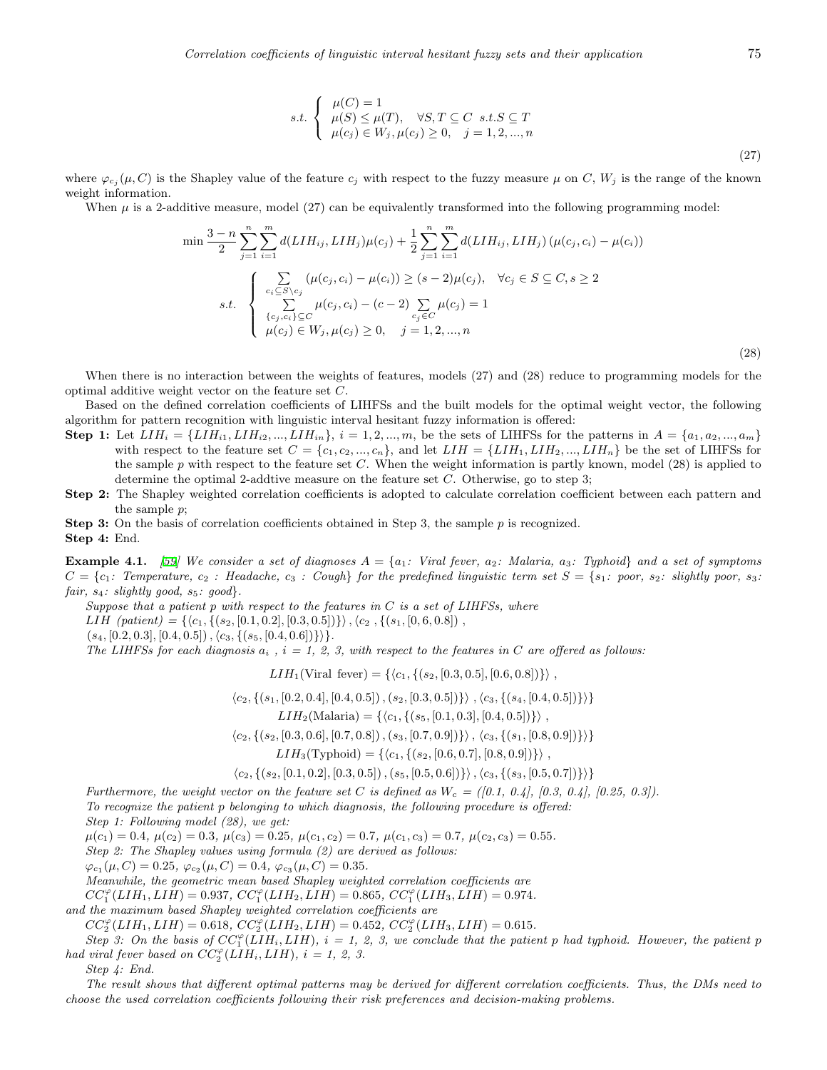$$
s.t. \left\{ \begin{array}{l} \mu(C) = 1 \\ \mu(S) \leq \mu(T), \quad \forall S, T \subseteq C \;\; s.t. S \subseteq T \\ \mu(c_j) \in W_j, \mu(c_j) \geq 0, \quad j = 1, 2, ..., n \end{array} \right. \tag{27}
$$

where $\varphi_{c_j}(\mu, C)$ is the Shapley value of the feature $c_j$ with respect to the fuzzy measure $\mu$ on $C$, $W_j$ is the range of the known weight information.

When $\mu$ is a 2-additive measure, model (27) can be equivalently transformed into the following programming model:

$$
\min \frac{3-n}{2} \sum_{j=1}^{n} \sum_{i=1}^{m} d(LIH_{ij}, LIH_j)\mu(c_j) + \frac{1}{2} \sum_{j=1}^{n} \sum_{i=1}^{m} d(LIH_{ij}, LIH_j) \left(\mu(c_j, c_i) - \mu(c_i)\right)
$$

$$
s.t. \left\{ \begin{array}{l} \sum\limits_{c_i \subseteq S \setminus c_j} (\mu(c_j, c_i) - \mu(c_i)) \geq (s-2)\mu(c_j), \quad \forall c_j \in S \subseteq C, s \geq 2 \\ \sum\limits_{\{c_j, c_i\} \subseteq C} \mu(c_j, c_i) - (c-2) \sum\limits_{c_j \in C} \mu(c_j) = 1 \\ \mu(c_j) \in W_j, \mu(c_j) \geq 0, \quad j = 1, 2, ..., n \end{array} \right. \tag{28}
$$

When there is no interaction between the weights of features, models (27) and (28) reduce to programming models for the optimal additive weight vector on the feature set $C$.

Based on the defined correlation coefficients of LIHFSs and the built models for the optimal weight vector, the following algorithm for pattern recognition with linguistic interval hesitant fuzzy information is offered:

**Step 1:** Let $LIH_i = \{LIH_{i1}, LIH_{i2}, ..., LIH_{in}\}$, $i = 1, 2, ..., m$, be the sets of LIHFSs for the patterns in $A = \{a_1, a_2, ..., a_m\}$ with respect to the feature set $C = \{c_1, c_2, ..., c_n\}$, and let $LIH = \{LIH_1, LIH_2, ..., LIH_n\}$ be the set of LIHFSs for the sample $p$ with respect to the feature set $C$. When the weight information is partly known, model (28) is applied to determine the optimal 2-addtive measure on the feature set $C$. Otherwise, go to step 3;

**Step 2:** The Shapley weighted correlation coefficients is adopted to calculate correlation coefficient between each pattern and the sample $p$;

**Step 3:** On the basis of correlation coefficients obtained in Step 3, the sample $p$ is recognized.

**Step 4:** End.

**Example 4.1.** *[55] We consider a set of diagnoses $A = \{a_1$: Viral fever, $a_2$: Malaria, $a_3$: Typhoid$\}$ and a set of symptoms $C = \{c_1$: Temperature, $c_2$ : Headache, $c_3$ : Cough$\}$ for the predefined linguistic term set $S = \{s_1$: poor, $s_2$: slightly poor, $s_3$: fair, $s_4$: slightly good, $s_5$: good$\}$.*

*Suppose that a patient $p$ with respect to the features in $C$ is a set of LIHFSs, where*

$LIH$ *(patient)* $= \{\langle c_1, \{(s_2, [0.1, 0.2], [0.3, 0.5])\}\rangle, \langle c_2, \{(s_1, [0, 6, 0.8]),$

$(s_4, [0.2, 0.3], [0.4, 0.5])\}, \langle c_3, \{(s_5, [0.4, 0.6])\}\rangle\}$.

*The LIHFSs for each diagnosis $a_i$ , $i$ = 1, 2, 3, with respect to the features in $C$ are offered as follows:*

$$
LIH_1(\text{Viral fever}) = \{\langle c_1, \{(s_2, [0.3, 0.5], [0.6, 0.8])\}\rangle,
$$

$$
\langle c_2, \{(s_1, [0.2, 0.4], [0.4, 0.5]), (s_2, [0.3, 0.5])\}\rangle, \langle c_3, \{(s_4, [0.4, 0.5])\}\rangle\}
$$

$$
LIH_2(\text{Malaria}) = \{\langle c_1, \{(s_5, [0.1, 0.3], [0.4, 0.5])\}\rangle,
$$

$$
\langle c_2, \{(s_2, [0.3, 0.6], [0.7, 0.8]), (s_3, [0.7, 0.9])\}\rangle, \langle c_3, \{(s_1, [0.8, 0.9])\}\rangle\}
$$

$$
LIH_3(\text{Typhoid}) = \{\langle c_1, \{(s_2, [0.6, 0.7], [0.8, 0.9])\}\rangle,
$$

$$
\langle c_2, \{(s_2, [0.1, 0.2], [0.3, 0.5]), (s_5, [0.5, 0.6])\}\rangle, \langle c_3, \{(s_3, [0.5, 0.7])\}\rangle\}
$$

*Furthermore, the weight vector on the feature set $C$ is defined as $W_c$ = ([0.1, 0.4], [0.3, 0.4], [0.25, 0.3]).*

*To recognize the patient $p$ belonging to which diagnosis, the following procedure is offered:*

*Step 1: Following model (28), we get:*

$\mu(c_1) = 0.4$, $\mu(c_2) = 0.3$, $\mu(c_3) = 0.25$, $\mu(c_1, c_2) = 0.7$, $\mu(c_1, c_3) = 0.7$, $\mu(c_2, c_3) = 0.55$.

*Step 2: The Shapley values using formula (2) are derived as follows:*

$\varphi_{c_1}(\mu, C) = 0.25$, $\varphi_{c_2}(\mu, C) = 0.4$, $\varphi_{c_3}(\mu, C) = 0.35$.

*Meanwhile, the geometric mean based Shapley weighted correlation coefficients are*

$CC_1^{\varphi}(LIH_1, LIH) = 0.937$, $CC_1^{\varphi}(LIH_2, LIH) = 0.865$, $CC_1^{\varphi}(LIH_3, LIH) = 0.974$.

*and the maximum based Shapley weighted correlation coefficients are*

$CC_2^{\varphi}(LIH_1, LIH) = 0.618$, $CC_2^{\varphi}(LIH_2, LIH) = 0.452$, $CC_2^{\varphi}(LIH_3, LIH) = 0.615$.

*Step 3: On the basis of $CC_1^{\varphi}(LIH_i, LIH)$, $i$ = 1, 2, 3, we conclude that the patient $p$ had typhoid. However, the patient $p$ had viral fever based on $CC_2^{\varphi}(LIH_i, LIH)$, $i$ = 1, 2, 3.*

*Step 4: End.*

*The result shows that different optimal patterns may be derived for different correlation coefficients. Thus, the DMs need to choose the used correlation coefficients following their risk preferences and decision-making problems.*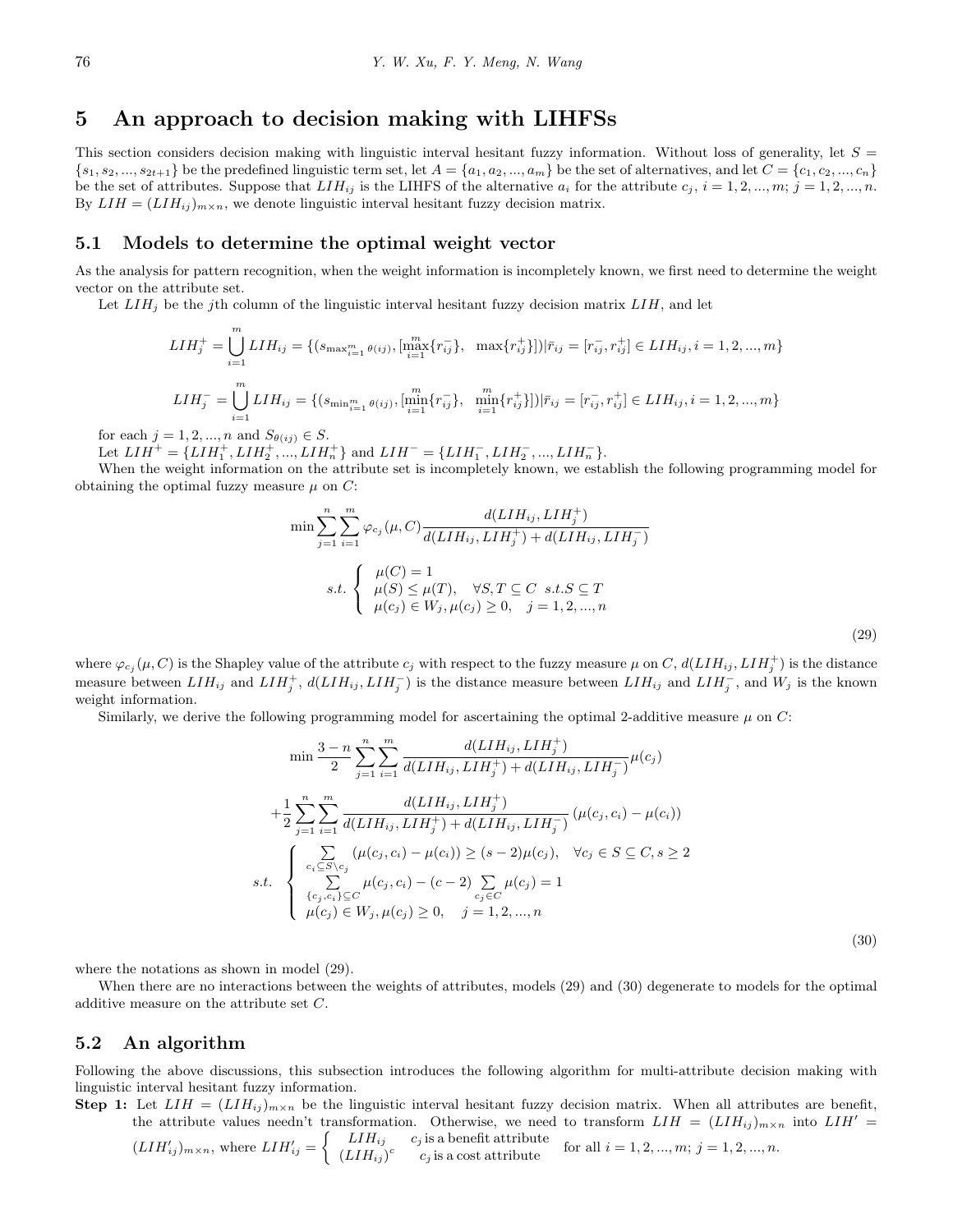# 5 An approach to decision making with LIHFSs

This section considers decision making with linguistic interval hesitant fuzzy information. Without loss of generality, let $S = \{s_1, s_2, ..., s_{2t+1}\}$ be the predefined linguistic term set, let $A = \{a_1, a_2, ..., a_m\}$ be the set of alternatives, and let $C = \{c_1, c_2, ..., c_n\}$ be the set of attributes. Suppose that $LIH_{ij}$ is the LIHFS of the alternative $a_i$ for the attribute $c_j$, $i = 1, 2, ..., m$; $j = 1, 2, ..., n$. By $LIH = (LIH_{ij})_{m\times n}$, we denote linguistic interval hesitant fuzzy decision matrix.

## 5.1 Models to determine the optimal weight vector

As the analysis for pattern recognition, when the weight information is incompletely known, we first need to determine the weight vector on the attribute set.

Let $LIH_j$ be the $j$th column of the linguistic interval hesitant fuzzy decision matrix $LIH$, and let

$$LIH_j^+ = \bigcup_{i=1}^{m} LIH_{ij} = \{(s_{\max_{i=1}^{m}\theta(ij)}, [\max_{i=1}^{m}\{r_{ij}^-\},\ \ \max\{r_{ij}^+\}])|\bar{r}_{ij} = [r_{ij}^-, r_{ij}^+] \in LIH_{ij}, i = 1, 2, ..., m\}$$

$$LIH_j^- = \bigcup_{i=1}^{m} LIH_{ij} = \{(s_{\min_{i=1}^{m}\theta(ij)}, [\min_{i=1}^{m}\{r_{ij}^-\},\ \ \min_{i=1}^{m}\{r_{ij}^+\}])|\bar{r}_{ij} = [r_{ij}^-, r_{ij}^+] \in LIH_{ij}, i = 1, 2, ..., m\}$$

for each $j = 1, 2, ..., n$ and $S_{\theta(ij)} \in S$.

Let $LIH^+ = \{LIH_1^+, LIH_2^+, ..., LIH_n^+\}$ and $LIH^- = \{LIH_1^-, LIH_2^-, ..., LIH_n^-\}$.

When the weight information on the attribute set is incompletely known, we establish the following programming model for obtaining the optimal fuzzy measure $\mu$ on $C$:

$$\min \sum_{j=1}^{n}\sum_{i=1}^{m} \varphi_{c_j}(\mu, C)\frac{d(LIH_{ij}, LIH_j^+)}{d(LIH_{ij}, LIH_j^+) + d(LIH_{ij}, LIH_j^-)}$$

$$s.t. \begin{cases} \mu(C) = 1 \\ \mu(S) \le \mu(T), \quad \forall S, T \subseteq C \ \ s.t. S \subseteq T \\ \mu(c_j) \in W_j, \mu(c_j) \ge 0, \quad j = 1, 2, ..., n \end{cases} \tag{29}$$

where $\varphi_{c_j}(\mu, C)$ is the Shapley value of the attribute $c_j$ with respect to the fuzzy measure $\mu$ on $C$, $d(LIH_{ij}, LIH_j^+)$ is the distance measure between $LIH_{ij}$ and $LIH_j^+$, $d(LIH_{ij}, LIH_j^-)$ is the distance measure between $LIH_{ij}$ and $LIH_j^-$, and $W_j$ is the known weight information.

Similarly, we derive the following programming model for ascertaining the optimal 2-additive measure $\mu$ on $C$:

$$\min \frac{3-n}{2}\sum_{j=1}^{n}\sum_{i=1}^{m}\frac{d(LIH_{ij}, LIH_j^+)}{d(LIH_{ij}, LIH_j^+) + d(LIH_{ij}, LIH_j^-)}\mu(c_j)$$

$$+\frac{1}{2}\sum_{j=1}^{n}\sum_{i=1}^{m}\frac{d(LIH_{ij}, LIH_j^+)}{d(LIH_{ij}, LIH_j^+) + d(LIH_{ij}, LIH_j^-)}\left(\mu(c_j, c_i) - \mu(c_i)\right)$$

$$s.t. \begin{cases} \sum\limits_{c_i \subseteq S\setminus c_j} (\mu(c_j, c_i) - \mu(c_i)) \ge (s-2)\mu(c_j), \quad \forall c_j \in S \subseteq C, s \ge 2 \\ \sum\limits_{\{c_j, c_i\}\subseteq C} \mu(c_j, c_i) - (c-2)\sum\limits_{c_j \in C}\mu(c_j) = 1 \\ \mu(c_j) \in W_j, \mu(c_j) \ge 0, \quad j = 1, 2, ..., n \end{cases} \tag{30}$$

where the notations as shown in model (29).

When there are no interactions between the weights of attributes, models (29) and (30) degenerate to models for the optimal additive measure on the attribute set $C$.

## 5.2 An algorithm

Following the above discussions, this subsection introduces the following algorithm for multi-attribute decision making with linguistic interval hesitant fuzzy information.

**Step 1:** Let $LIH = (LIH_{ij})_{m\times n}$ be the linguistic interval hesitant fuzzy decision matrix. When all attributes are benefit, the attribute values needn't transformation. Otherwise, we need to transform $LIH = (LIH_{ij})_{m\times n}$ into $LIH' = (LIH'_{ij})_{m\times n}$, where $LIH'_{ij} = \begin{cases} LIH_{ij} & c_j \text{ is a benefit attribute} \\ (LIH_{ij})^c & c_j \text{ is a cost attribute} \end{cases}$ for all $i = 1, 2, ..., m$; $j = 1, 2, ..., n$.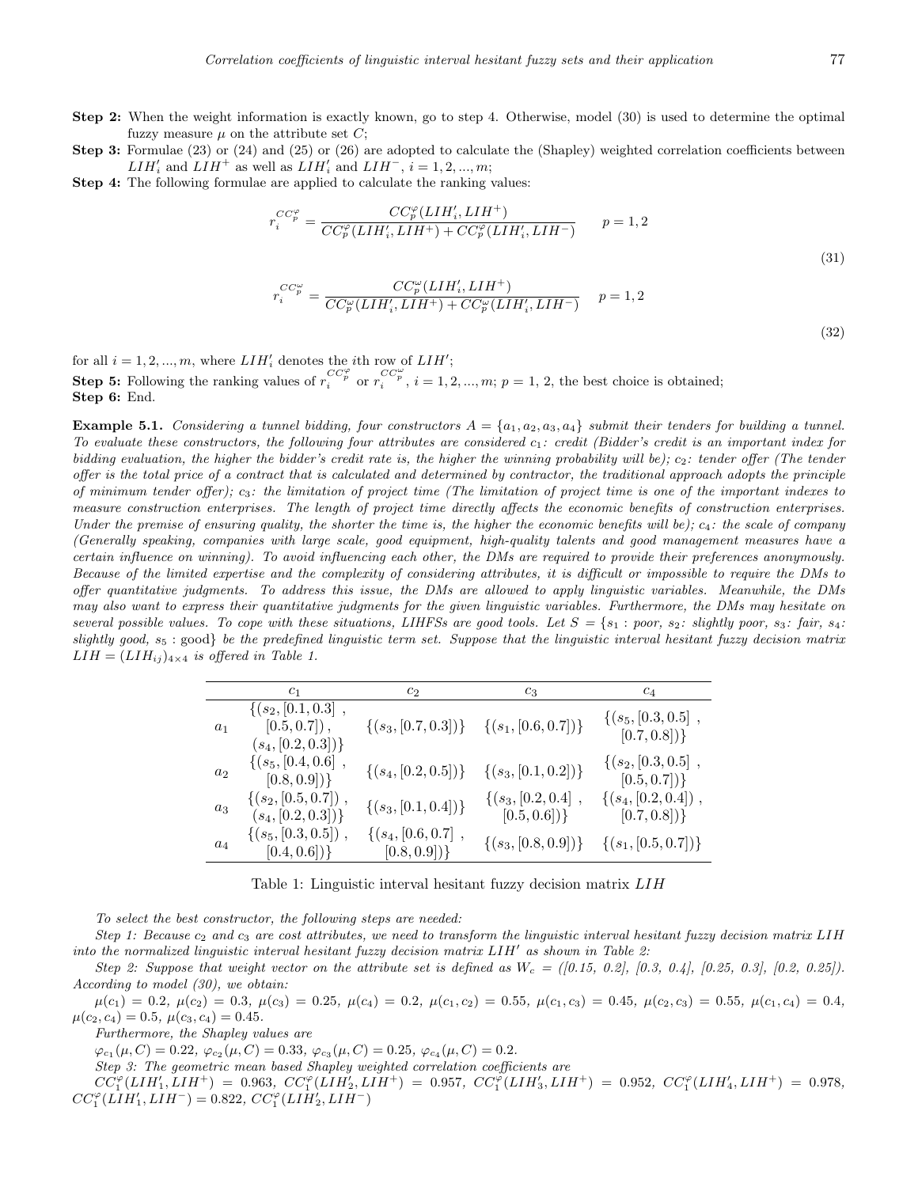**Step 2:** When the weight information is exactly known, go to step 4. Otherwise, model (30) is used to determine the optimal fuzzy measure $\mu$ on the attribute set $C$;

**Step 3:** Formulae (23) or (24) and (25) or (26) are adopted to calculate the (Shapley) weighted correlation coefficients between $LIH'_i$ and $LIH^+$ as well as $LIH'_i$ and $LIH^-$, $i = 1, 2, ..., m$;

**Step 4:** The following formulae are applied to calculate the ranking values:

$$r_i^{CC_p^{\varphi}} = \frac{CC_p^{\varphi}(LIH'_i, LIH^+)}{CC_p^{\varphi}(LIH'_i, LIH^+) + CC_p^{\varphi}(LIH'_i, LIH^-)} \qquad p = 1, 2 \tag{31}$$

$$r_i^{CC_p^{\omega}} = \frac{CC_p^{\omega}(LIH'_i, LIH^+)}{CC_p^{\omega}(LIH'_i, LIH^+) + CC_p^{\omega}(LIH'_i, LIH^-)} \qquad p = 1, 2 \tag{32}$$

for all $i = 1, 2, ..., m$, where $LIH'_i$ denotes the $i$th row of $LIH'$;

**Step 5:** Following the ranking values of $r_i^{CC_p^{\varphi}}$ or $r_i^{CC_p^{\omega}}$, $i = 1, 2, ..., m$; $p = 1, 2$, the best choice is obtained;

**Step 6:** End.

**Example 5.1.** *Considering a tunnel bidding, four constructors $A = \{a_1, a_2, a_3, a_4\}$ submit their tenders for building a tunnel. To evaluate these constructors, the following four attributes are considered $c_1$: credit (Bidder's credit is an important index for bidding evaluation, the higher the bidder's credit rate is, the higher the winning probability will be); $c_2$: tender offer (The tender offer is the total price of a contract that is calculated and determined by contractor, the traditional approach adopts the principle of minimum tender offer); $c_3$: the limitation of project time (The limitation of project time is one of the important indexes to measure construction enterprises. The length of project time directly affects the economic benefits of construction enterprises. Under the premise of ensuring quality, the shorter the time is, the higher the economic benefits will be); $c_4$: the scale of company (Generally speaking, companies with large scale, good equipment, high-quality talents and good management measures have a certain influence on winning). To avoid influencing each other, the DMs are required to provide their preferences anonymously. Because of the limited expertise and the complexity of considering attributes, it is difficult or impossible to require the DMs to offer quantitative judgments. To address this issue, the DMs are allowed to apply linguistic variables. Meanwhile, the DMs may also want to express their quantitative judgments for the given linguistic variables. Furthermore, the DMs may hesitate on several possible values. To cope with these situations, LIHFSs are good tools. Let $S = \{s_1$ : poor, $s_2$: slightly poor, $s_3$: fair, $s_4$: slightly good, $s_5$ : good$\}$ be the predefined linguistic term set. Suppose that the linguistic interval hesitant fuzzy decision matrix $LIH = (LIH_{ij})_{4\times4}$ is offered in Table 1.*

| | $c_1$ | $c_2$ | $c_3$ | $c_4$ |
|---|---|---|---|---|
| $a_1$ | $\{(s_2, [0.1, 0.3]$ , $[0.5, 0.7])$ , $(s_4, [0.2, 0.3])\}$ | $\{(s_3, [0.7, 0.3])\}$ | $\{(s_1, [0.6, 0.7])\}$ | $\{(s_5, [0.3, 0.5]$ , $[0.7, 0.8])\}$ |
| $a_2$ | $\{(s_5, [0.4, 0.6]$ , $[0.8, 0.9])\}$ | $\{(s_4, [0.2, 0.5])\}$ | $\{(s_3, [0.1, 0.2])\}$ | $\{(s_2, [0.3, 0.5]$ , $[0.5, 0.7])\}$ |
| $a_3$ | $\{(s_2, [0.5, 0.7])$ , $(s_4, [0.2, 0.3])\}$ | $\{(s_3, [0.1, 0.4])\}$ | $\{(s_3, [0.2, 0.4]$ , $[0.5, 0.6])\}$ | $\{(s_4, [0.2, 0.4])$ , $[0.7, 0.8])\}$ |
| $a_4$ | $\{(s_5, [0.3, 0.5])$ , $[0.4, 0.6])\}$ | $\{(s_4, [0.6, 0.7]$ , $[0.8, 0.9])\}$ | $\{(s_3, [0.8, 0.9])\}$ | $\{(s_1, [0.5, 0.7])\}$ |

Table 1: Linguistic interval hesitant fuzzy decision matrix $LIH$

*To select the best constructor, the following steps are needed:*

*Step 1: Because $c_2$ and $c_3$ are cost attributes, we need to transform the linguistic interval hesitant fuzzy decision matrix $LIH$ into the normalized linguistic interval hesitant fuzzy decision matrix $LIH'$ as shown in Table 2:*

*Step 2: Suppose that weight vector on the attribute set is defined as $W_c$ = ([0.15, 0.2], [0.3, 0.4], [0.25, 0.3], [0.2, 0.25]). According to model (30), we obtain:*

$\mu(c_1) = 0.2$, $\mu(c_2) = 0.3$, $\mu(c_3) = 0.25$, $\mu(c_4) = 0.2$, $\mu(c_1, c_2) = 0.55$, $\mu(c_1, c_3) = 0.45$, $\mu(c_2, c_3) = 0.55$, $\mu(c_1, c_4) = 0.4$, $\mu(c_2, c_4) = 0.5$, $\mu(c_3, c_4) = 0.45$.

*Furthermore, the Shapley values are*

$\varphi_{c_1}(\mu, C) = 0.22$, $\varphi_{c_2}(\mu, C) = 0.33$, $\varphi_{c_3}(\mu, C) = 0.25$, $\varphi_{c_4}(\mu, C) = 0.2$.

*Step 3: The geometric mean based Shapley weighted correlation coefficients are*

$CC_1^{\varphi}(LIH'_1, LIH^+) = 0.963$, $CC_1^{\varphi}(LIH'_2, LIH^+) = 0.957$, $CC_1^{\varphi}(LIH'_3, LIH^+) = 0.952$, $CC_1^{\varphi}(LIH'_4, LIH^+) = 0.978$, $CC_1^{\varphi}(LIH'_1, LIH^-) = 0.822$, $CC_1^{\varphi}(LIH'_2, LIH^-)$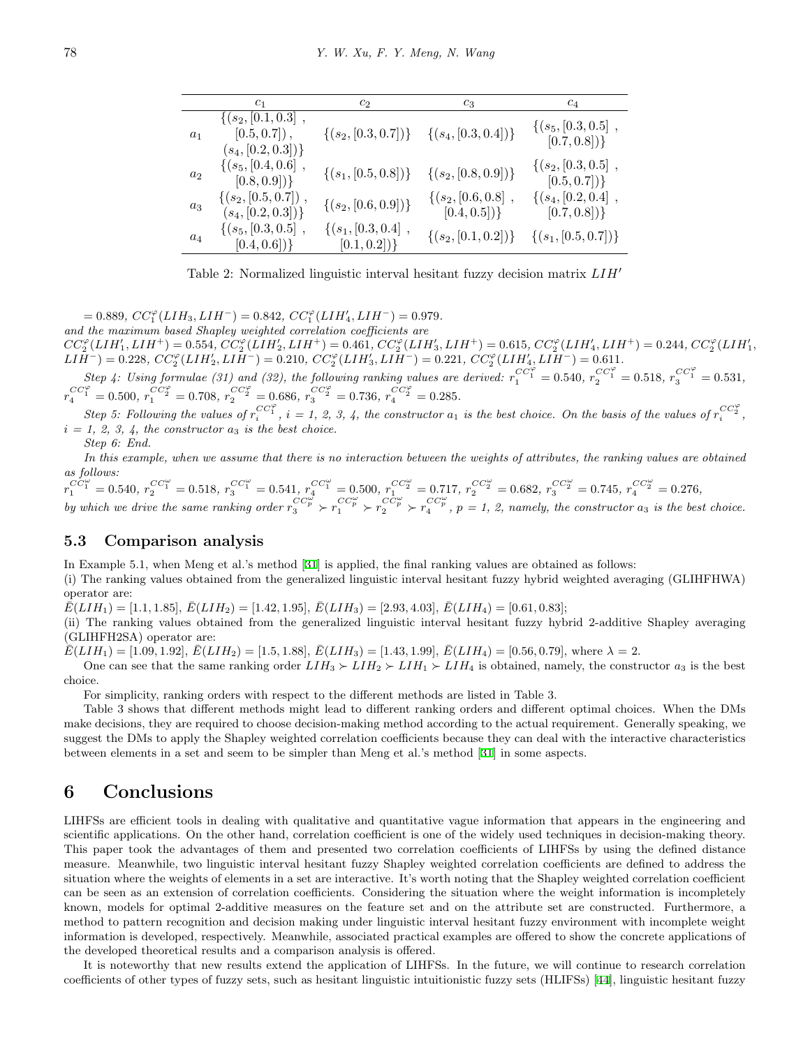|  | $c_1$ | $c_2$ | $c_3$ | $c_4$ |
|---|---|---|---|---|
| $a_1$ | $\{(s_2, [0.1, 0.3]$ , $[0.5, 0.7])$ , $(s_4, [0.2, 0.3])\}$ | $\{(s_2, [0.3, 0.7])\}$ | $\{(s_4, [0.3, 0.4])\}$ | $\{(s_5, [0.3, 0.5]$ , $[0.7, 0.8])\}$ |
| $a_2$ | $\{(s_5, [0.4, 0.6]$ , $[0.8, 0.9])\}$ | $\{(s_1, [0.5, 0.8])\}$ | $\{(s_2, [0.8, 0.9])\}$ | $\{(s_2, [0.3, 0.5]$ , $[0.5, 0.7])\}$ |
| $a_3$ | $\{(s_2, [0.5, 0.7])$ , $(s_4, [0.2, 0.3])\}$ | $\{(s_2, [0.6, 0.9])\}$ | $\{(s_2, [0.6, 0.8]$ , $[0.4, 0.5])\}$ | $\{(s_4, [0.2, 0.4]$ , $[0.7, 0.8])\}$ |
| $a_4$ | $\{(s_5, [0.3, 0.5]$ , $[0.4, 0.6])\}$ | $\{(s_1, [0.3, 0.4]$ , $[0.1, 0.2])\}$ | $\{(s_2, [0.1, 0.2])\}$ | $\{(s_1, [0.5, 0.7])\}$ |

Table 2: Normalized linguistic interval hesitant fuzzy decision matrix $LIH'$

$= 0.889$, $CC_1^{\varphi}(LIH_3, LIH^-) = 0.842$, $CC_1^{\varphi}(LIH'_4, LIH^-) = 0.979$.

*and the maximum based Shapley weighted correlation coefficients are*

$CC_2^{\varphi}(LIH'_1, LIH^+) = 0.554$, $CC_2^{\varphi}(LIH'_2, LIH^+) = 0.461$, $CC_2^{\varphi}(LIH'_3, LIH^+) = 0.615$, $CC_2^{\varphi}(LIH'_4, LIH^+) = 0.244$, $CC_2^{\varphi}(LIH'_1, LIH^-) = 0.228$, $CC_2^{\varphi}(LIH'_2, LIH^-) = 0.210$, $CC_2^{\varphi}(LIH'_3, LIH^-) = 0.221$, $CC_2^{\varphi}(LIH'_4, LIH^-) = 0.611$.

*Step 4: Using formulae (31) and (32), the following ranking values are derived:* $r_1^{CC_1^{\varphi}} = 0.540$, $r_2^{CC_1^{\varphi}} = 0.518$, $r_3^{CC_1^{\varphi}} = 0.531$, $r_4^{CC_1^{\varphi}} = 0.500$, $r_1^{CC_2^{\varphi}} = 0.708$, $r_2^{CC_2^{\varphi}} = 0.686$, $r_3^{CC_2^{\varphi}} = 0.736$, $r_4^{CC_2^{\varphi}} = 0.285$.

*Step 5: Following the values of* $r_i^{CC_1^{\varphi}}$, *i = 1, 2, 3, 4, the constructor* $a_1$ *is the best choice. On the basis of the values of* $r_i^{CC_2^{\varphi}}$, *i = 1, 2, 3, 4, the constructor* $a_3$ *is the best choice.*

*Step 6: End.*

*In this example, when we assume that there is no interaction between the weights of attributes, the ranking values are obtained as follows:*

$r_1^{CC_1^{\omega}} = 0.540$, $r_2^{CC_1^{\omega}} = 0.518$, $r_3^{CC_1^{\omega}} = 0.541$, $r_4^{CC_1^{\omega}} = 0.500$, $r_1^{CC_2^{\omega}} = 0.717$, $r_2^{CC_2^{\omega}} = 0.682$, $r_3^{CC_2^{\omega}} = 0.745$, $r_4^{CC_2^{\omega}} = 0.276$,

*by which we drive the same ranking order* $r_3^{CC_p^{\omega}} \succ r_1^{CC_p^{\omega}} \succ r_2^{CC_p^{\omega}} \succ r_4^{CC_p^{\omega}}$, *p = 1, 2, namely, the constructor* $a_3$ *is the best choice.*

### 5.3 Comparison analysis

In Example 5.1, when Meng et al.'s method [31] is applied, the final ranking values are obtained as follows:

(i) The ranking values obtained from the generalized linguistic interval hesitant fuzzy hybrid weighted averaging (GLIHFHWA) operator are:

$\bar{E}(LIH_1) = [1.1, 1.85]$, $\bar{E}(LIH_2) = [1.42, 1.95]$, $\bar{E}(LIH_3) = [2.93, 4.03]$, $\bar{E}(LIH_4) = [0.61, 0.83]$;

(ii) The ranking values obtained from the generalized linguistic interval hesitant fuzzy hybrid 2-additive Shapley averaging (GLIHFH2SA) operator are:

$\bar{E}(LIH_1) = [1.09, 1.92]$, $\bar{E}(LIH_2) = [1.5, 1.88]$, $\bar{E}(LIH_3) = [1.43, 1.99]$, $\bar{E}(LIH_4) = [0.56, 0.79]$, where $\lambda = 2$.

One can see that the same ranking order $LIH_3 \succ LIH_2 \succ LIH_1 \succ LIH_4$ is obtained, namely, the constructor $a_3$ is the best choice.

For simplicity, ranking orders with respect to the different methods are listed in Table 3.

Table 3 shows that different methods might lead to different ranking orders and different optimal choices. When the DMs make decisions, they are required to choose decision-making method according to the actual requirement. Generally speaking, we suggest the DMs to apply the Shapley weighted correlation coefficients because they can deal with the interactive characteristics between elements in a set and seem to be simpler than Meng et al.'s method [31] in some aspects.

## 6 Conclusions

LIHFSs are efficient tools in dealing with qualitative and quantitative vague information that appears in the engineering and scientific applications. On the other hand, correlation coefficient is one of the widely used techniques in decision-making theory. This paper took the advantages of them and presented two correlation coefficients of LIHFSs by using the defined distance measure. Meanwhile, two linguistic interval hesitant fuzzy Shapley weighted correlation coefficients are defined to address the situation where the weights of elements in a set are interactive. It's worth noting that the Shapley weighted correlation coefficient can be seen as an extension of correlation coefficients. Considering the situation where the weight information is incompletely known, models for optimal 2-additive measures on the feature set and on the attribute set are constructed. Furthermore, a method to pattern recognition and decision making under linguistic interval hesitant fuzzy environment with incomplete weight information is developed, respectively. Meanwhile, associated practical examples are offered to show the concrete applications of the developed theoretical results and a comparison analysis is offered.

It is noteworthy that new results extend the application of LIHFSs. In the future, we will continue to research correlation coefficients of other types of fuzzy sets, such as hesitant linguistic intuitionistic fuzzy sets (HLIFSs) [44], linguistic hesitant fuzzy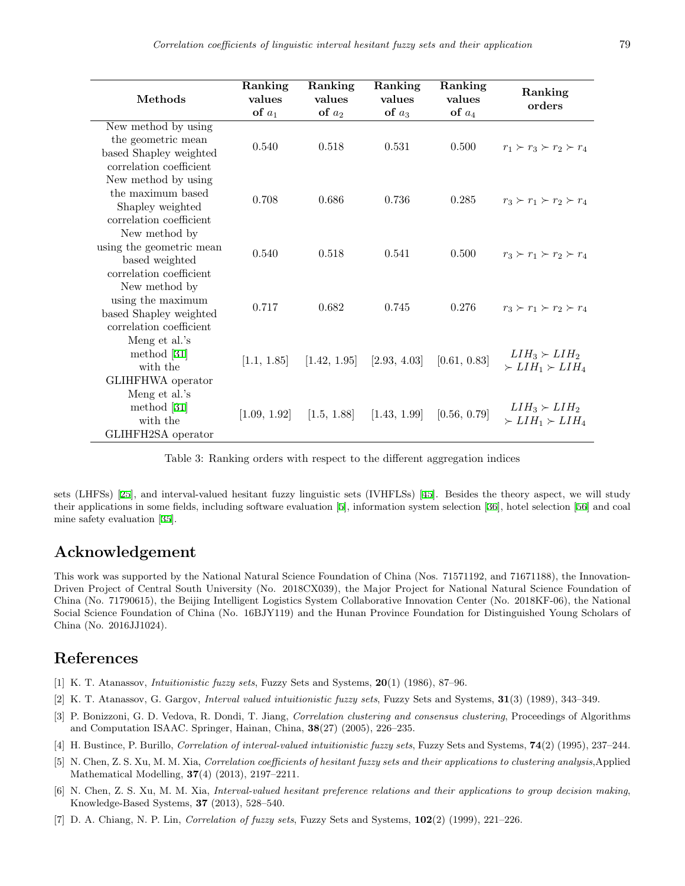| Methods | Ranking values of $a_1$ | Ranking values of $a_2$ | Ranking values of $a_3$ | Ranking values of $a_4$ | Ranking orders |
|---|---|---|---|---|---|
| New method by using the geometric mean based Shapley weighted correlation coefficient | 0.540 | 0.518 | 0.531 | 0.500 | $r_1 \succ r_3 \succ r_2 \succ r_4$ |
| New method by using the maximum based Shapley weighted correlation coefficient | 0.708 | 0.686 | 0.736 | 0.285 | $r_3 \succ r_1 \succ r_2 \succ r_4$ |
| New method by using the geometric mean based weighted correlation coefficient | 0.540 | 0.518 | 0.541 | 0.500 | $r_3 \succ r_1 \succ r_2 \succ r_4$ |
| New method by using the maximum based Shapley weighted correlation coefficient | 0.717 | 0.682 | 0.745 | 0.276 | $r_3 \succ r_1 \succ r_2 \succ r_4$ |
| Meng et al.'s method [31] with the GLIHFHWA operator | [1.1, 1.85] | [1.42, 1.95] | [2.93, 4.03] | [0.61, 0.83] | $LIH_3 \succ LIH_2 \succ LIH_1 \succ LIH_4$ |
| Meng et al.'s method [31] with the GLIHFH2SA operator | [1.09, 1.92] | [1.5, 1.88] | [1.43, 1.99] | [0.56, 0.79] | $LIH_3 \succ LIH_2 \succ LIH_1 \succ LIH_4$ |

Table 3: Ranking orders with respect to the different aggregation indices

sets (LHFSs) [25], and interval-valued hesitant fuzzy linguistic sets (IVHFLSs) [45]. Besides the theory aspect, we will study their applications in some fields, including software evaluation [5], information system selection [36], hotel selection [56] and coal mine safety evaluation [35].

## Acknowledgement

This work was supported by the National Natural Science Foundation of China (Nos. 71571192, and 71671188), the Innovation-Driven Project of Central South University (No. 2018CX039), the Major Project for National Natural Science Foundation of China (No. 71790615), the Beijing Intelligent Logistics System Collaborative Innovation Center (No. 2018KF-06), the National Social Science Foundation of China (No. 16BJY119) and the Hunan Province Foundation for Distinguished Young Scholars of China (No. 2016JJ1024).

## References

[1] K. T. Atanassov, *Intuitionistic fuzzy sets*, Fuzzy Sets and Systems, **20**(1) (1986), 87–96.

[2] K. T. Atanassov, G. Gargov, *Interval valued intuitionistic fuzzy sets*, Fuzzy Sets and Systems, **31**(3) (1989), 343–349.

[3] P. Bonizzoni, G. D. Vedova, R. Dondi, T. Jiang, *Correlation clustering and consensus clustering*, Proceedings of Algorithms and Computation ISAAC. Springer, Hainan, China, **38**(27) (2005), 226–235.

[4] H. Bustince, P. Burillo, *Correlation of interval-valued intuitionistic fuzzy sets*, Fuzzy Sets and Systems, **74**(2) (1995), 237–244.

[5] N. Chen, Z. S. Xu, M. M. Xia, *Correlation coefficients of hesitant fuzzy sets and their applications to clustering analysis*,Applied Mathematical Modelling, **37**(4) (2013), 2197–2211.

[6] N. Chen, Z. S. Xu, M. M. Xia, *Interval-valued hesitant preference relations and their applications to group decision making*, Knowledge-Based Systems, **37** (2013), 528–540.

[7] D. A. Chiang, N. P. Lin, *Correlation of fuzzy sets*, Fuzzy Sets and Systems, **102**(2) (1999), 221–226.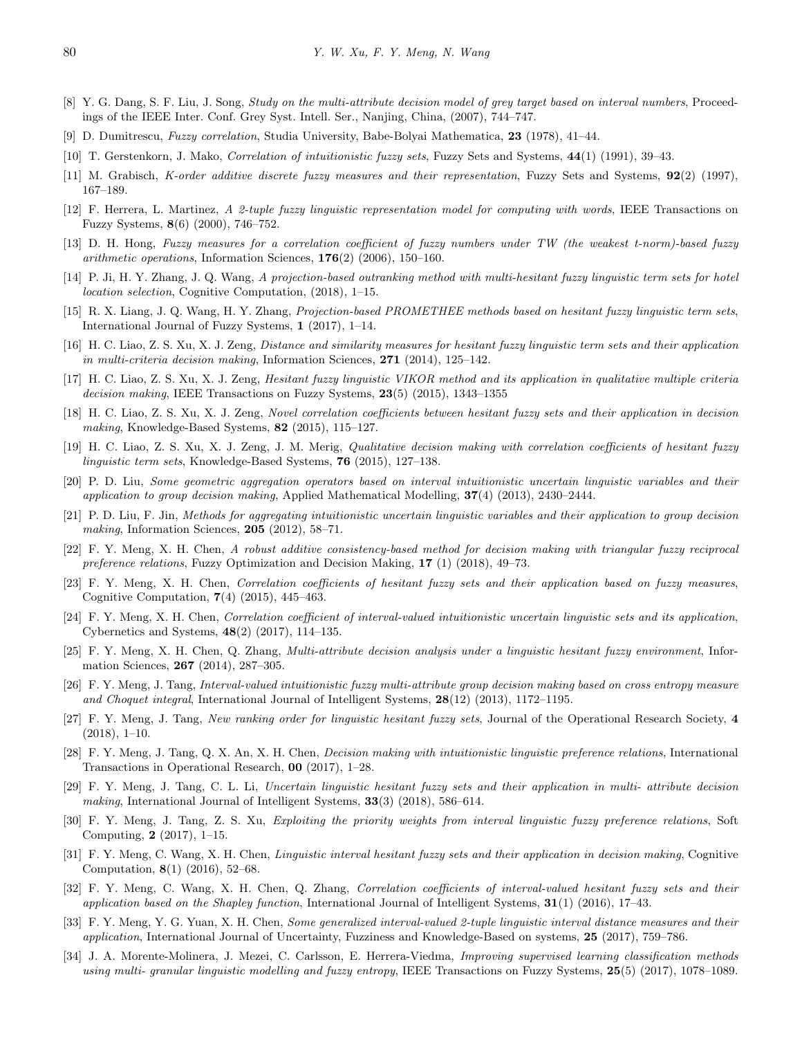[8] Y. G. Dang, S. F. Liu, J. Song, *Study on the multi-attribute decision model of grey target based on interval numbers*, Proceedings of the IEEE Inter. Conf. Grey Syst. Intell. Ser., Nanjing, China, (2007), 744–747.

[9] D. Dumitrescu, *Fuzzy correlation*, Studia University, Babe-Bolyai Mathematica, **23** (1978), 41–44.

[10] T. Gerstenkorn, J. Mako, *Correlation of intuitionistic fuzzy sets*, Fuzzy Sets and Systems, **44**(1) (1991), 39–43.

[11] M. Grabisch, *K-order additive discrete fuzzy measures and their representation*, Fuzzy Sets and Systems, **92**(2) (1997), 167–189.

[12] F. Herrera, L. Martinez, *A 2-tuple fuzzy linguistic representation model for computing with words*, IEEE Transactions on Fuzzy Systems, **8**(6) (2000), 746–752.

[13] D. H. Hong, *Fuzzy measures for a correlation coefficient of fuzzy numbers under TW (the weakest t-norm)-based fuzzy arithmetic operations*, Information Sciences, **176**(2) (2006), 150–160.

[14] P. Ji, H. Y. Zhang, J. Q. Wang, *A projection-based outranking method with multi-hesitant fuzzy linguistic term sets for hotel location selection*, Cognitive Computation, (2018), 1–15.

[15] R. X. Liang, J. Q. Wang, H. Y. Zhang, *Projection-based PROMETHEE methods based on hesitant fuzzy linguistic term sets*, International Journal of Fuzzy Systems, **1** (2017), 1–14.

[16] H. C. Liao, Z. S. Xu, X. J. Zeng, *Distance and similarity measures for hesitant fuzzy linguistic term sets and their application in multi-criteria decision making*, Information Sciences, **271** (2014), 125–142.

[17] H. C. Liao, Z. S. Xu, X. J. Zeng, *Hesitant fuzzy linguistic VIKOR method and its application in qualitative multiple criteria decision making*, IEEE Transactions on Fuzzy Systems, **23**(5) (2015), 1343–1355

[18] H. C. Liao, Z. S. Xu, X. J. Zeng, *Novel correlation coefficients between hesitant fuzzy sets and their application in decision making*, Knowledge-Based Systems, **82** (2015), 115–127.

[19] H. C. Liao, Z. S. Xu, X. J. Zeng, J. M. Merig, *Qualitative decision making with correlation coefficients of hesitant fuzzy linguistic term sets*, Knowledge-Based Systems, **76** (2015), 127–138.

[20] P. D. Liu, *Some geometric aggregation operators based on interval intuitionistic uncertain linguistic variables and their application to group decision making*, Applied Mathematical Modelling, **37**(4) (2013), 2430–2444.

[21] P. D. Liu, F. Jin, *Methods for aggregating intuitionistic uncertain linguistic variables and their application to group decision making*, Information Sciences, **205** (2012), 58–71.

[22] F. Y. Meng, X. H. Chen, *A robust additive consistency-based method for decision making with triangular fuzzy reciprocal preference relations*, Fuzzy Optimization and Decision Making, **17** (1) (2018), 49–73.

[23] F. Y. Meng, X. H. Chen, *Correlation coefficients of hesitant fuzzy sets and their application based on fuzzy measures*, Cognitive Computation, **7**(4) (2015), 445–463.

[24] F. Y. Meng, X. H. Chen, *Correlation coefficient of interval-valued intuitionistic uncertain linguistic sets and its application*, Cybernetics and Systems, **48**(2) (2017), 114–135.

[25] F. Y. Meng, X. H. Chen, Q. Zhang, *Multi-attribute decision analysis under a linguistic hesitant fuzzy environment*, Information Sciences, **267** (2014), 287–305.

[26] F. Y. Meng, J. Tang, *Interval-valued intuitionistic fuzzy multi-attribute group decision making based on cross entropy measure and Choquet integral*, International Journal of Intelligent Systems, **28**(12) (2013), 1172–1195.

[27] F. Y. Meng, J. Tang, *New ranking order for linguistic hesitant fuzzy sets*, Journal of the Operational Research Society, **4** (2018), 1–10.

[28] F. Y. Meng, J. Tang, Q. X. An, X. H. Chen, *Decision making with intuitionistic linguistic preference relations*, International Transactions in Operational Research, **00** (2017), 1–28.

[29] F. Y. Meng, J. Tang, C. L. Li, *Uncertain linguistic hesitant fuzzy sets and their application in multi- attribute decision making*, International Journal of Intelligent Systems, **33**(3) (2018), 586–614.

[30] F. Y. Meng, J. Tang, Z. S. Xu, *Exploiting the priority weights from interval linguistic fuzzy preference relations*, Soft Computing, **2** (2017), 1–15.

[31] F. Y. Meng, C. Wang, X. H. Chen, *Linguistic interval hesitant fuzzy sets and their application in decision making*, Cognitive Computation, **8**(1) (2016), 52–68.

[32] F. Y. Meng, C. Wang, X. H. Chen, Q. Zhang, *Correlation coefficients of interval-valued hesitant fuzzy sets and their application based on the Shapley function*, International Journal of Intelligent Systems, **31**(1) (2016), 17–43.

[33] F. Y. Meng, Y. G. Yuan, X. H. Chen, *Some generalized interval-valued 2-tuple linguistic interval distance measures and their application*, International Journal of Uncertainty, Fuzziness and Knowledge-Based on systems, **25** (2017), 759–786.

[34] J. A. Morente-Molinera, J. Mezei, C. Carlsson, E. Herrera-Viedma, *Improving supervised learning classification methods using multi- granular linguistic modelling and fuzzy entropy*, IEEE Transactions on Fuzzy Systems, **25**(5) (2017), 1078–1089.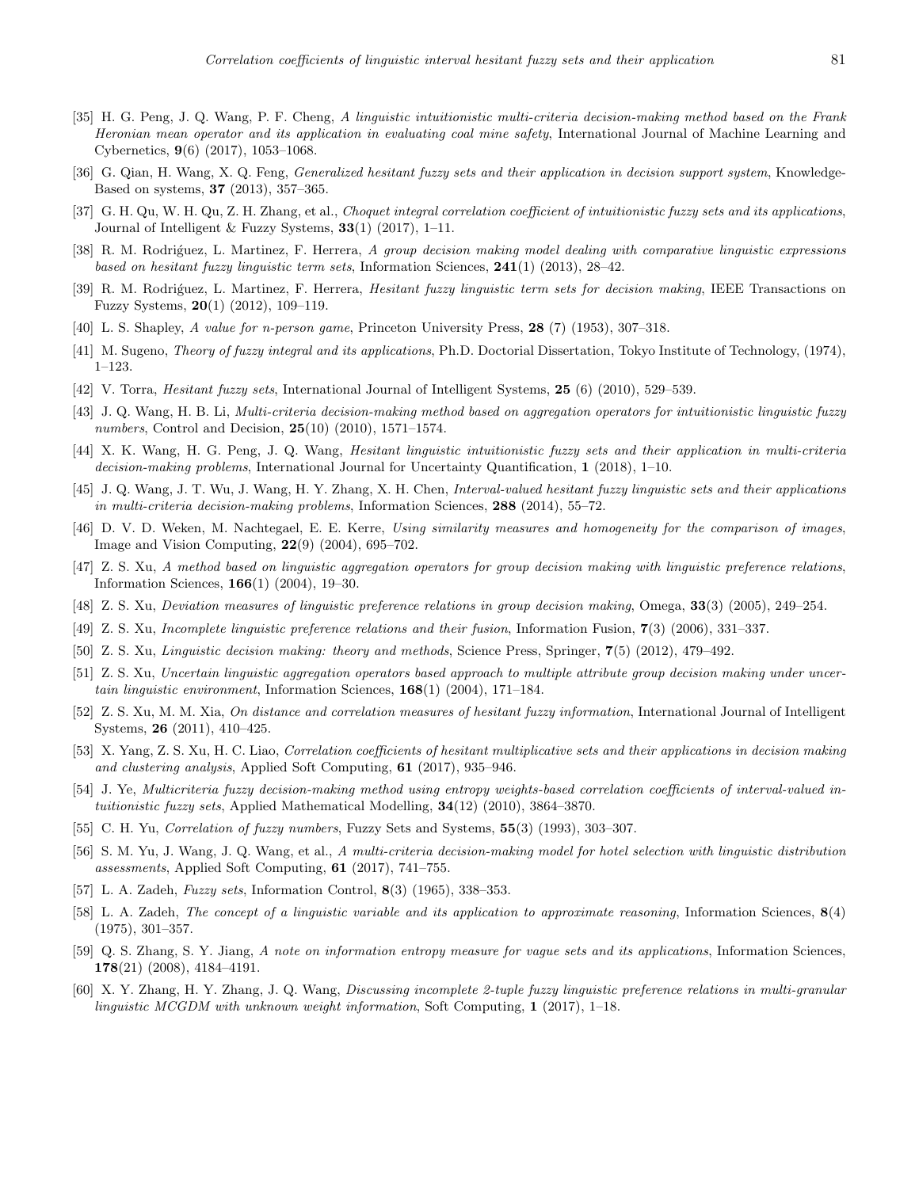[35] H. G. Peng, J. Q. Wang, P. F. Cheng, *A linguistic intuitionistic multi-criteria decision-making method based on the Frank Heronian mean operator and its application in evaluating coal mine safety*, International Journal of Machine Learning and Cybernetics, **9**(6) (2017), 1053–1068.

[36] G. Qian, H. Wang, X. Q. Feng, *Generalized hesitant fuzzy sets and their application in decision support system*, Knowledge-Based on systems, **37** (2013), 357–365.

[37] G. H. Qu, W. H. Qu, Z. H. Zhang, et al., *Choquet integral correlation coefficient of intuitionistic fuzzy sets and its applications*, Journal of Intelligent & Fuzzy Systems, **33**(1) (2017), 1–11.

[38] R. M. Rodriǵuez, L. Martinez, F. Herrera, *A group decision making model dealing with comparative linguistic expressions based on hesitant fuzzy linguistic term sets*, Information Sciences, **241**(1) (2013), 28–42.

[39] R. M. Rodriǵuez, L. Martinez, F. Herrera, *Hesitant fuzzy linguistic term sets for decision making*, IEEE Transactions on Fuzzy Systems, **20**(1) (2012), 109–119.

[40] L. S. Shapley, *A value for n-person game*, Princeton University Press, **28** (7) (1953), 307–318.

[41] M. Sugeno, *Theory of fuzzy integral and its applications*, Ph.D. Doctorial Dissertation, Tokyo Institute of Technology, (1974), 1–123.

[42] V. Torra, *Hesitant fuzzy sets*, International Journal of Intelligent Systems, **25** (6) (2010), 529–539.

[43] J. Q. Wang, H. B. Li, *Multi-criteria decision-making method based on aggregation operators for intuitionistic linguistic fuzzy numbers*, Control and Decision, **25**(10) (2010), 1571–1574.

[44] X. K. Wang, H. G. Peng, J. Q. Wang, *Hesitant linguistic intuitionistic fuzzy sets and their application in multi-criteria decision-making problems*, International Journal for Uncertainty Quantification, **1** (2018), 1–10.

[45] J. Q. Wang, J. T. Wu, J. Wang, H. Y. Zhang, X. H. Chen, *Interval-valued hesitant fuzzy linguistic sets and their applications in multi-criteria decision-making problems*, Information Sciences, **288** (2014), 55–72.

[46] D. V. D. Weken, M. Nachtegael, E. E. Kerre, *Using similarity measures and homogeneity for the comparison of images*, Image and Vision Computing, **22**(9) (2004), 695–702.

[47] Z. S. Xu, *A method based on linguistic aggregation operators for group decision making with linguistic preference relations*, Information Sciences, **166**(1) (2004), 19–30.

[48] Z. S. Xu, *Deviation measures of linguistic preference relations in group decision making*, Omega, **33**(3) (2005), 249–254.

[49] Z. S. Xu, *Incomplete linguistic preference relations and their fusion*, Information Fusion, **7**(3) (2006), 331–337.

[50] Z. S. Xu, *Linguistic decision making: theory and methods*, Science Press, Springer, **7**(5) (2012), 479–492.

[51] Z. S. Xu, *Uncertain linguistic aggregation operators based approach to multiple attribute group decision making under uncertain linguistic environment*, Information Sciences, **168**(1) (2004), 171–184.

[52] Z. S. Xu, M. M. Xia, *On distance and correlation measures of hesitant fuzzy information*, International Journal of Intelligent Systems, **26** (2011), 410–425.

[53] X. Yang, Z. S. Xu, H. C. Liao, *Correlation coefficients of hesitant multiplicative sets and their applications in decision making and clustering analysis*, Applied Soft Computing, **61** (2017), 935–946.

[54] J. Ye, *Multicriteria fuzzy decision-making method using entropy weights-based correlation coefficients of interval-valued intuitionistic fuzzy sets*, Applied Mathematical Modelling, **34**(12) (2010), 3864–3870.

[55] C. H. Yu, *Correlation of fuzzy numbers*, Fuzzy Sets and Systems, **55**(3) (1993), 303–307.

[56] S. M. Yu, J. Wang, J. Q. Wang, et al., *A multi-criteria decision-making model for hotel selection with linguistic distribution assessments*, Applied Soft Computing, **61** (2017), 741–755.

[57] L. A. Zadeh, *Fuzzy sets*, Information Control, **8**(3) (1965), 338–353.

[58] L. A. Zadeh, *The concept of a linguistic variable and its application to approximate reasoning*, Information Sciences, **8**(4) (1975), 301–357.

[59] Q. S. Zhang, S. Y. Jiang, *A note on information entropy measure for vague sets and its applications*, Information Sciences, **178**(21) (2008), 4184–4191.

[60] X. Y. Zhang, H. Y. Zhang, J. Q. Wang, *Discussing incomplete 2-tuple fuzzy linguistic preference relations in multi-granular linguistic MCGDM with unknown weight information*, Soft Computing, **1** (2017), 1–18.